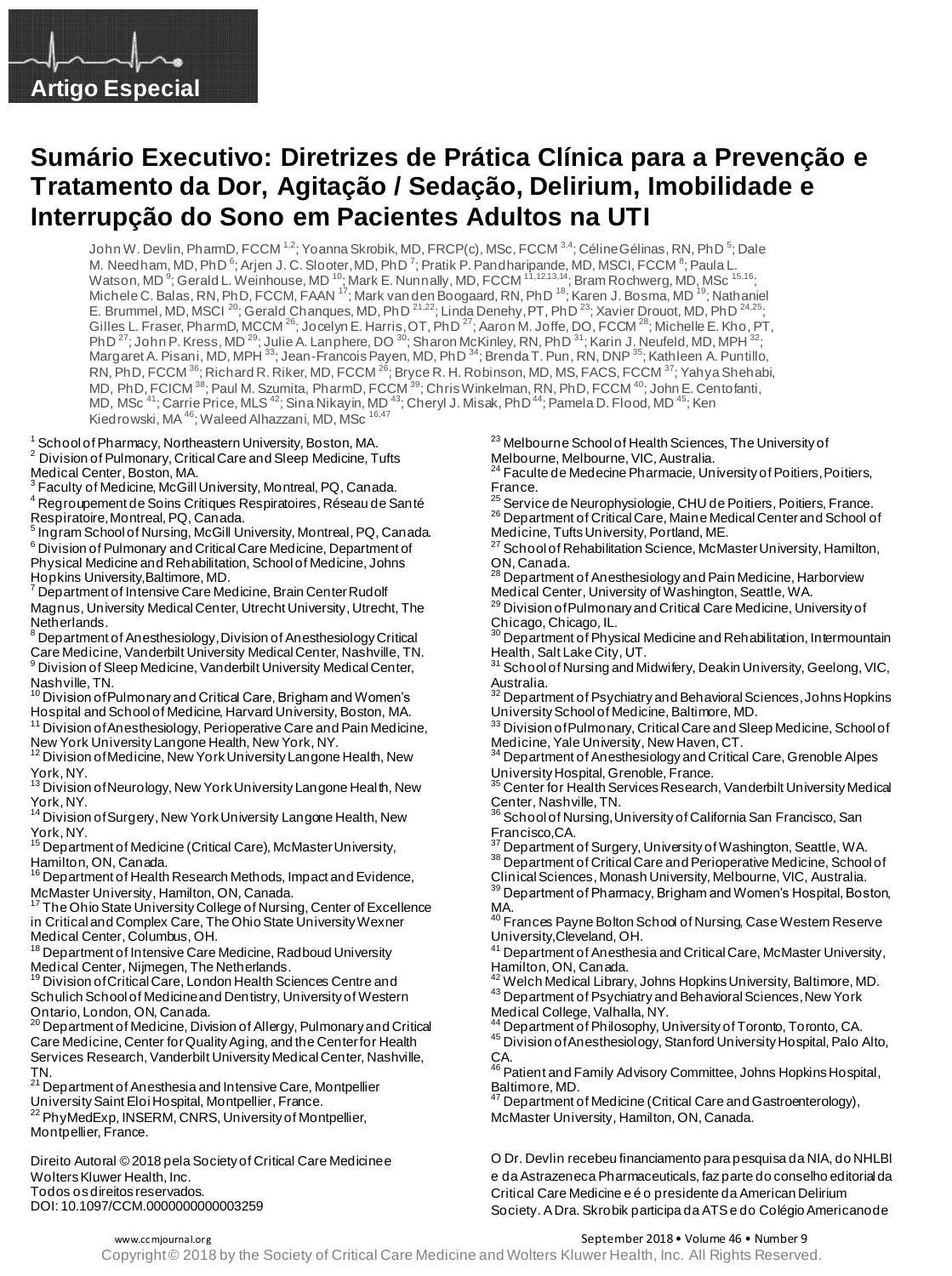Artigo Especial

# Sumário Executivo: Diretrizes de Prática Clínica para a Prevenção e Tratamento da Dor, Agitação / Sedação, Delirium, Imobilidade e Interrupção do Sono em Pacientes Adultos na UTI

John W. Devlin, PharmD, FCCM [1,2]; Yoanna Skrobik, MD, FRCP(c), MSc, FCCM [3,4]; Céline Gélinas, RN, PhD [5]; Dale M. Needham, MD, PhD [6]; Arjen J. C. Slooter, MD, PhD [7]; Pratik P. Pandharipande, MD, MSCI, FCCM [8]; Paula L. Watson, MD [9]; Gerald L. Weinhouse, MD [10]; Mark E. Nunnally, MD, FCCM [11,12,13,14]; Bram Rochwerg, MD, MSc [15,16]; Michele C. Balas, RN, PhD, FCCM, FAAN [17]; Mark van den Boogaard, RN, PhD [18]; Karen J. Bosma, MD [19]; Nathaniel E. Brummel, MD, MSCI [20]; Gerald Chanques, MD, PhD [21,22]; Linda Denehy, PT, PhD [23]; Xavier Drouot, MD, PhD [24,25]; Gilles L. Fraser, PharmD, MCCM [26]; Jocelyn E. Harris, OT, PhD [27]; Aaron M. Joffe, DO, FCCM [28]; Michelle E. Kho, PT, PhD [27]; John P. Kress, MD [29]; Julie A. Lanphere, DO [30]; Sharon McKinley, RN, PhD [31]; Karin J. Neufeld, MD, MPH [32]; Margaret A. Pisani, MD, MPH [33]; Jean-Francois Payen, MD, PhD [34]; Brenda T. Pun, RN, DNP [35]; Kathleen A. Puntillo, RN, PhD, FCCM [36]; Richard R. Riker, MD, FCCM [26]; Bryce R. H. Robinson, MD, MS, FACS, FCCM [37]; Yahya Shehabi, MD, PhD, FCICM [38]; Paul M. Szumita, PharmD, FCCM [39]; Chris Winkelman, RN, PhD, FCCM [40]; John E. Centofanti, MD, MSc [41]; Carrie Price, MLS [42]; Sina Nikayin, MD [43]; Cheryl J. Misak, PhD [44]; Pamela D. Flood, MD [45]; Ken Kiedrowski, MA [46]; Waleed Alhazzani, MD, MSc [16,47]

[1] School of Pharmacy, Northeastern University, Boston, MA.
[2] Division of Pulmonary, Critical Care and Sleep Medicine, Tufts Medical Center, Boston, MA.
[3] Faculty of Medicine, McGill University, Montreal, PQ, Canada.
[4] Regroupement de Soins Critiques Respiratoires, Réseau de Santé Respiratoire, Montreal, PQ, Canada.
[5] Ingram School of Nursing, McGill University, Montreal, PQ, Canada.
[6] Division of Pulmonary and Critical Care Medicine, Department of Physical Medicine and Rehabilitation, School of Medicine, Johns Hopkins University, Baltimore, MD.
[7] Department of Intensive Care Medicine, Brain Center Rudolf Magnus, University Medical Center, Utrecht University, Utrecht, The Netherlands.
[8] Department of Anesthesiology, Division of Anesthesiology Critical Care Medicine, Vanderbilt University Medical Center, Nashville, TN.
[9] Division of Sleep Medicine, Vanderbilt University Medical Center, Nashville, TN.
[10] Division of Pulmonary and Critical Care, Brigham and Women's Hospital and School of Medicine, Harvard University, Boston, MA.
[11] Division of Anesthesiology, Perioperative Care and Pain Medicine, New York University Langone Health, New York, NY.
[12] Division of Medicine, New York University Langone Health, New York, NY.
[13] Division of Neurology, New York University Langone Health, New York, NY.
[14] Division of Surgery, New York University Langone Health, New York, NY.
[15] Department of Medicine (Critical Care), McMaster University, Hamilton, ON, Canada.
[16] Department of Health Research Methods, Impact and Evidence, McMaster University, Hamilton, ON, Canada.
[17] The Ohio State University College of Nursing, Center of Excellence in Critical and Complex Care, The Ohio State University Wexner Medical Center, Columbus, OH.
[18] Department of Intensive Care Medicine, Radboud University Medical Center, Nijmegen, The Netherlands.
[19] Division of Critical Care, London Health Sciences Centre and Schulich School of Medicine and Dentistry, University of Western Ontario, London, ON, Canada.
[20] Department of Medicine, Division of Allergy, Pulmonary and Critical Care Medicine, Center for Quality Aging, and the Center for Health Services Research, Vanderbilt University Medical Center, Nashville, TN.
[21] Department of Anesthesia and Intensive Care, Montpellier University Saint Eloi Hospital, Montpellier, France.
[22] PhyMedExp, INSERM, CNRS, University of Montpellier, Montpellier, France.
[23] Melbourne School of Health Sciences, The University of Melbourne, Melbourne, VIC, Australia.
[24] Faculte de Medecine Pharmacie, University of Poitiers, Poitiers, France.
[25] Service de Neurophysiologie, CHU de Poitiers, Poitiers, France.
[26] Department of Critical Care, Maine Medical Center and School of Medicine, Tufts University, Portland, ME.
[27] School of Rehabilitation Science, McMaster University, Hamilton, ON, Canada.
[28] Department of Anesthesiology and Pain Medicine, Harborview Medical Center, University of Washington, Seattle, WA.
[29] Division of Pulmonary and Critical Care Medicine, University of Chicago, Chicago, IL.
[30] Department of Physical Medicine and Rehabilitation, Intermountain Health, Salt Lake City, UT.
[31] School of Nursing and Midwifery, Deakin University, Geelong, VIC, Australia.
[32] Department of Psychiatry and Behavioral Sciences, Johns Hopkins University School of Medicine, Baltimore, MD.
[33] Division of Pulmonary, Critical Care and Sleep Medicine, School of Medicine, Yale University, New Haven, CT.
[34] Department of Anesthesiology and Critical Care, Grenoble Alpes University Hospital, Grenoble, France.
[35] Center for Health Services Research, Vanderbilt University Medical Center, Nashville, TN.
[36] School of Nursing, University of California San Francisco, San Francisco, CA.
[37] Department of Surgery, University of Washington, Seattle, WA.
[38] Department of Critical Care and Perioperative Medicine, School of Clinical Sciences, Monash University, Melbourne, VIC, Australia.
[39] Department of Pharmacy, Brigham and Women's Hospital, Boston, MA.
[40] Frances Payne Bolton School of Nursing, Case Western Reserve University, Cleveland, OH.
[41] Department of Anesthesia and Critical Care, McMaster University, Hamilton, ON, Canada.
[42] Welch Medical Library, Johns Hopkins University, Baltimore, MD.
[43] Department of Psychiatry and Behavioral Sciences, New York Medical College, Valhalla, NY.
[44] Department of Philosophy, University of Toronto, Toronto, CA.
[45] Division of Anesthesiology, Stanford University Hospital, Palo Alto, CA.
[46] Patient and Family Advisory Committee, Johns Hopkins Hospital, Baltimore, MD.
[47] Department of Medicine (Critical Care and Gastroenterology), McMaster University, Hamilton, ON, Canada.

Direito Autoral © 2018 pela Society of Critical Care Medicine e Wolters Kluwer Health, Inc.
Todos os direitos reservados.
DOI: 10.1097/CCM.0000000000003259

O Dr. Devlin recebeu financiamento para pesquisa da NIA, do NHLBI e da Astrazeneca Pharmaceuticals, faz parte do conselho editorial da Critical Care Medicine e é o presidente da American Delirium Society. A Dra. Skrobik participa da ATS e do Colégio Americano de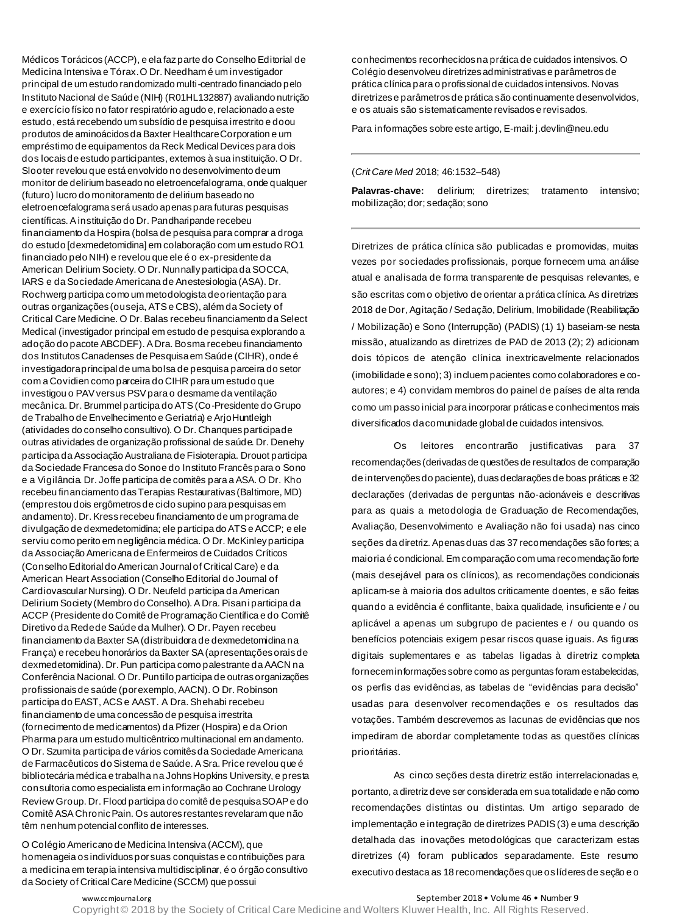Médicos Torácicos (ACCP), e ela faz parte do Conselho Editorial de Medicina Intensiva e Tórax. O Dr. Needham é um investigador principal de um estudo randomizado multi-centrado financiado pelo Instituto Nacional de Saúde (NIH) (R01HL132887) avaliando nutrição e exercício físico no fator respiratório agudo e, relacionado a este estudo, está recebendo um subsídio de pesquisa irrestrito e doou produtos de aminoácidos da Baxter Healthcare Corporation e um empréstimo de equipamentos da Reck Medical Devices para dois dos locais de estudo participantes, externos à sua instituição. O Dr. Slooter revelou que está envolvido no desenvolvimento de um monitor de delirium baseado no eletroencefalograma, onde qualquer (futuro) lucro do monitoramento de delirium baseado no eletroencefalograma será usado apenas para futuras pesquisas científicas. A instituição do Dr. Pandharipande recebeu financiamento da Hospira (bolsa de pesquisa para comprar a droga do estudo [dexmedetomidina] em colaboração com um estudo RO1 financiado pelo NIH) e revelou que ele é o ex-presidente da American Delirium Society. O Dr. Nunnally participa da SOCCA, IARS e da Sociedade Americana de Anestesiologia (ASA). Dr. Rochwerg participa como um metodologista de orientação para outras organizações (ou seja, ATS e CBS), além da Society of Critical Care Medicine. O Dr. Balas recebeu financiamento da Select Medical (investigador principal em estudo de pesquisa explorando a adoção do pacote ABCDEF). A Dra. Bosma recebeu financiamento dos Institutos Canadenses de Pesquisa em Saúde (CIHR), onde é investigadora principal de uma bolsa de pesquisa parceira do setor com a Covidien como parceira do CIHR para um estudo que investigou o PAV versus PSV para o desmame da ventilação mecânica. Dr. Brummel participa do ATS (Co-Presidente do Grupo de Trabalho de Envelhecimento e Geriatria) e ArjoHuntleigh (atividades do conselho consultivo). O Dr. Chanques participa de outras atividades de organização profissional de saúde. Dr. Denehy participa da Associação Australiana de Fisioterapia. Drouot participa da Sociedade Francesa do Sono e do Instituto Francês para o Sono e a Vigilância. Dr. Joffe participa de comitês para a ASA. O Dr. Kho recebeu financiamento das Terapias Restaurativas (Baltimore, MD) (emprestou dois ergômetros de ciclo supino para pesquisas em andamento). Dr. Kress recebeu financiamento de um programa de divulgação de dexmedetomidina; ele participa do ATS e ACCP; e ele serviu como perito em negligência médica. O Dr. McKinley participa da Associação Americana de Enfermeiros de Cuidados Críticos (Conselho Editorial do American Journal of Critical Care) e da American Heart Association (Conselho Editorial do Journal of Cardiovascular Nursing). O Dr. Neufeld participa da American Delirium Society (Membro do Conselho). A Dra. Pisani participa da ACCP (Presidente do Comitê de Programação Científica e do Comitê Diretivo da Rede de Saúde da Mulher). O Dr. Payen recebeu financiamento da Baxter SA (distribuidora de dexmedetomidina na França) e recebeu honorários da Baxter SA (apresentações orais de dexmedetomidina). Dr. Pun participa como palestrante da AACN na Conferência Nacional. O Dr. Puntillo participa de outras organizações profissionais de saúde (por exemplo, AACN). O Dr. Robinson participa do EAST, ACS e AAST. A Dra. Shehabi recebeu financiamento de uma concessão de pesquisa irrestrita (fornecimento de medicamentos) da Pfizer (Hospira) e da Orion Pharma para um estudo multicêntrico multinacional em andamento. O Dr. Szumita participa de vários comitês da Sociedade Americana de Farmacêuticos do Sistema de Saúde. A Sra. Price revelou que é bibliotecária médica e trabalha na Johns Hopkins University, e presta consultoria como especialista em informação ao Cochrane Urology Review Group. Dr. Flood participa do comitê de pesquisa SOAP e do Comitê ASA Chronic Pain. Os autores restantes revelaram que não têm nenhum potencial conflito de interesses.

O Colégio Americano de Medicina Intensiva (ACCM), que homenageia os indivíduos por suas conquistas e contribuições para a medicina em terapia intensiva multidisciplinar, é o órgão consultivo da Society of Critical Care Medicine (SCCM) que possui conhecimentos reconhecidos na prática de cuidados intensivos. O Colégio desenvolveu diretrizes administrativas e parâmetros de prática clínica para o profissional de cuidados intensivos. Novas diretrizes e parâmetros de prática são continuamente desenvolvidos, e os atuais são sistematicamente revisados e revisados.

Para informações sobre este artigo, E-mail: j.devlin@neu.edu

(*Crit Care Med* 2018; 46:1532–548)

**Palavras-chave:** delirium; diretrizes; tratamento intensivo; mobilização; dor; sedação; sono

Diretrizes de prática clínica são publicadas e promovidas, muitas vezes por sociedades profissionais, porque fornecem uma análise atual e analisada de forma transparente de pesquisas relevantes, e são escritas com o objetivo de orientar a prática clínica. As diretrizes 2018 de Dor, Agitação / Sedação, Delirium, Imobilidade (Reabilitação / Mobilização) e Sono (Interrupção) (PADIS) (1) 1) baseiam-se nesta missão, atualizando as diretrizes de PAD de 2013 (2); 2) adicionam dois tópicos de atenção clínica inextricavelmente relacionados (imobilidade e sono); 3) incluem pacientes como colaboradores e co-autores; e 4) convidam membros do painel de países de alta renda como um passo inicial para incorporar práticas e conhecimentos mais diversificados da comunidade global de cuidados intensivos.

Os leitores encontrarão justificativas para 37 recomendações (derivadas de questões de resultados de comparação de intervenções do paciente), duas declarações de boas práticas e 32 declarações (derivadas de perguntas não-acionáveis e descritivas para as quais a metodologia de Graduação de Recomendações, Avaliação, Desenvolvimento e Avaliação não foi usada) nas cinco seções da diretriz. Apenas duas das 37 recomendações são fortes; a maioria é condicional. Em comparação com uma recomendação forte (mais desejável para os clínicos), as recomendações condicionais aplicam-se à maioria dos adultos criticamente doentes, e são feitas quando a evidência é conflitante, baixa qualidade, insuficiente e / ou aplicável a apenas um subgrupo de pacientes e / ou quando os benefícios potenciais exigem pesar riscos quase iguais. As figuras digitais suplementares e as tabelas ligadas à diretriz completa fornecem informações sobre como as perguntas foram estabelecidas, os perfis das evidências, as tabelas de "evidências para decisão" usadas para desenvolver recomendações e os resultados das votações. Também descrevemos as lacunas de evidências que nos impediram de abordar completamente todas as questões clínicas prioritárias.

As cinco seções desta diretriz estão interrelacionadas e, portanto, a diretriz deve ser considerada em sua totalidade e não como recomendações distintas ou distintas. Um artigo separado de implementação e integração de diretrizes PADIS (3) e uma descrição detalhada das inovações metodológicas que caracterizam estas diretrizes (4) foram publicados separadamente. Este resumo executivo destaca as 18 recomendações que os líderes de seção e o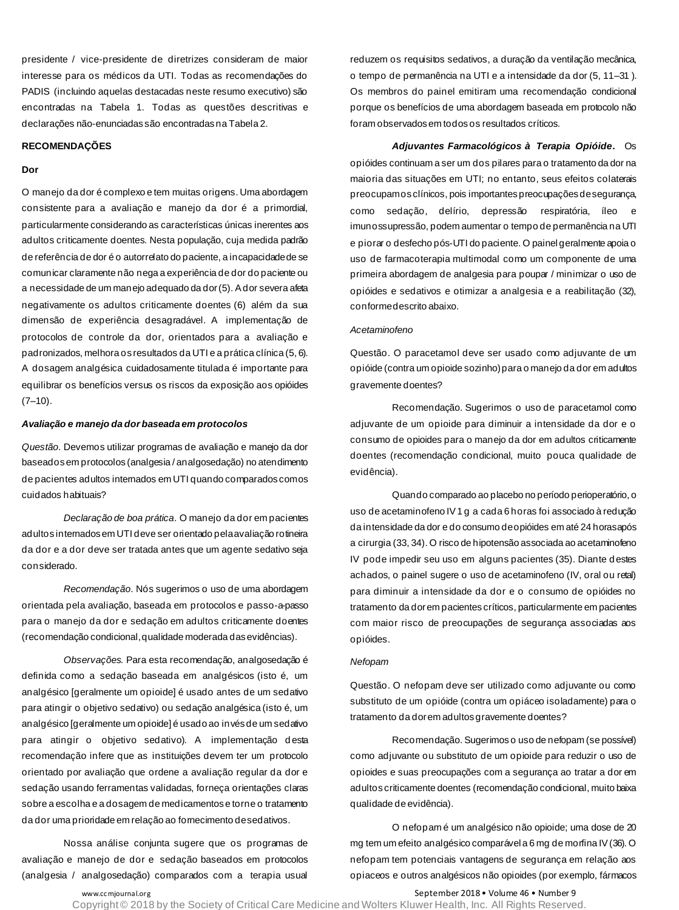presidente / vice-presidente de diretrizes consideram de maior interesse para os médicos da UTI. Todas as recomendações do PADIS (incluindo aquelas destacadas neste resumo executivo) são encontradas na Tabela 1. Todas as questões descritivas e declarações não-enunciadas são encontradas na Tabela 2.

## RECOMENDAÇÕES

### Dor

O manejo da dor é complexo e tem muitas origens. Uma abordagem consistente para a avaliação e manejo da dor é a primordial, particularmente considerando as características únicas inerentes aos adultos criticamente doentes. Nesta população, cuja medida padrão de referência de dor é o autorrelato do paciente, a incapacidade de se comunicar claramente não nega a experiência de dor do paciente ou a necessidade de um manejo adequado da dor (5). A dor severa afeta negativamente os adultos criticamente doentes (6) além da sua dimensão de experiência desagradável. A implementação de protocolos de controle da dor, orientados para a avaliação e padronizados, melhora os resultados da UTI e a prática clínica (5, 6). A dosagem analgésica cuidadosamente titulada é importante para equilibrar os benefícios versus os riscos da exposição aos opióides (7–10).

#### *Avaliação e manejo da dor baseada em protocolos*

*Questão*. Devemos utilizar programas de avaliação e manejo da dor baseados em protocolos (analgesia / analgosedação) no atendimento de pacientes adultos internados em UTI quando comparados com os cuidados habituais?

*Declaração de boa prática*. O manejo da dor em pacientes adultos internados em UTI deve ser orientado pela avaliação rotineira da dor e a dor deve ser tratada antes que um agente sedativo seja considerado.

*Recomendação*. Nós sugerimos o uso de uma abordagem orientada pela avaliação, baseada em protocolos e passo-a-passo para o manejo da dor e sedação em adultos criticamente doentes (recomendação condicional, qualidade moderada das evidências).

*Observações*. Para esta recomendação, analgosedação é definida como a sedação baseada em analgésicos (isto é, um analgésico [geralmente um opioide] é usado antes de um sedativo para atingir o objetivo sedativo) ou sedação analgésica (isto é, um analgésico [geralmente um opioide] é usado ao invés de um sedativo para atingir o objetivo sedativo). A implementação desta recomendação infere que as instituições devem ter um protocolo orientado por avaliação que ordene a avaliação regular da dor e sedação usando ferramentas validadas, forneça orientações claras sobre a escolha e a dosagem de medicamentos e torne o tratamento da dor uma prioridade em relação ao fornecimento de sedativos.

Nossa análise conjunta sugere que os programas de avaliação e manejo de dor e sedação baseados em protocolos (analgesia / analgosedação) comparados com a terapia usual reduzem os requisitos sedativos, a duração da ventilação mecânica, o tempo de permanência na UTI e a intensidade da dor (5, 11–31 ). Os membros do painel emitiram uma recomendação condicional porque os benefícios de uma abordagem baseada em protocolo não foram observados em todos os resultados críticos.

***Adjuvantes Farmacológicos à Terapia Opióide***. Os opióides continuam a ser um dos pilares para o tratamento da dor na maioria das situações em UTI; no entanto, seus efeitos colaterais preocupam os clínicos, pois importantes preocupações de segurança, como sedação, delírio, depressão respiratória, íleo e imunossupressão, podem aumentar o tempo de permanência na UTI e piorar o desfecho pós-UTI do paciente. O painel geralmente apoia o uso de farmacoterapia multimodal como um componente de uma primeira abordagem de analgesia para poupar / minimizar o uso de opióides e sedativos e otimizar a analgesia e a reabilitação (32), conforme descrito abaixo.

*Acetaminofeno*

Questão. O paracetamol deve ser usado como adjuvante de um opióide (contra um opioide sozinho) para o manejo da dor em adultos gravemente doentes?

Recomendação. Sugerimos o uso de paracetamol como adjuvante de um opioide para diminuir a intensidade da dor e o consumo de opioides para o manejo da dor em adultos criticamente doentes (recomendação condicional, muito pouca qualidade de evidência).

Quando comparado ao placebo no período perioperatório, o uso de acetaminofeno IV 1 g a cada 6 horas foi associado à redução da intensidade da dor e do consumo de opióides em até 24 horas após a cirurgia (33, 34). O risco de hipotensão associada ao acetaminofeno IV pode impedir seu uso em alguns pacientes (35). Diante destes achados, o painel sugere o uso de acetaminofeno (IV, oral ou retal) para diminuir a intensidade da dor e o consumo de opióides no tratamento da dor em pacientes críticos, particularmente em pacientes com maior risco de preocupações de segurança associadas aos opióides.

*Nefopam*

Questão. O nefopam deve ser utilizado como adjuvante ou como substituto de um opióide (contra um opiáceo isoladamente) para o tratamento da dor em adultos gravemente doentes?

Recomendação. Sugerimos o uso de nefopam (se possível) como adjuvante ou substituto de um opioide para reduzir o uso de opioides e suas preocupações com a segurança ao tratar a dor em adultos criticamente doentes (recomendação condicional, muito baixa qualidade de evidência).

O nefopam é um analgésico não opioide; uma dose de 20 mg tem um efeito analgésico comparável a 6 mg de morfina IV (36). O nefopam tem potenciais vantagens de segurança em relação aos opiaceos e outros analgésicos não opioides (por exemplo, fármacos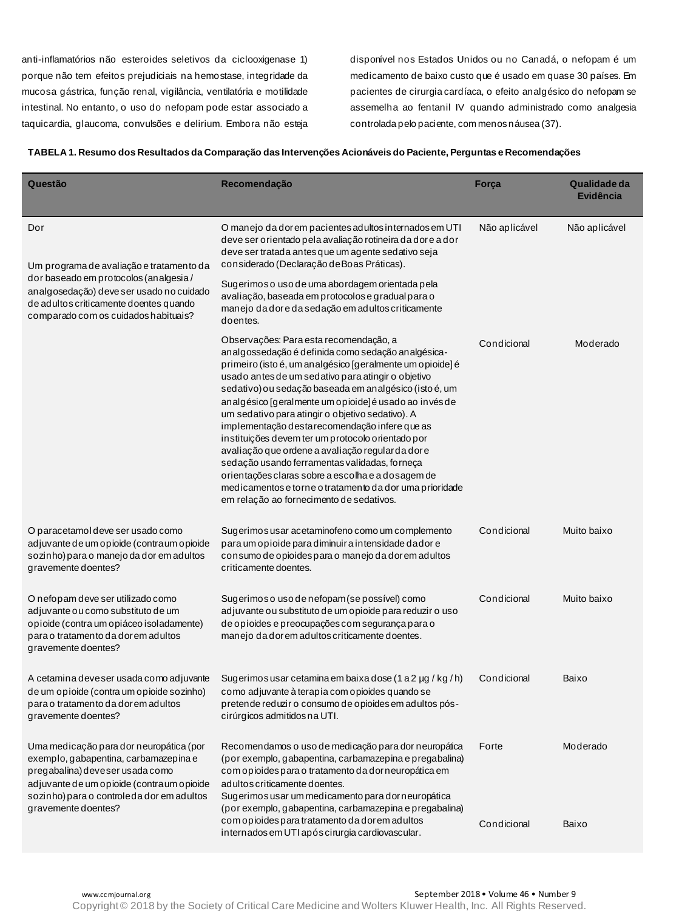anti-inflamatórios não esteroides seletivos da ciclooxigenase 1) porque não tem efeitos prejudiciais na hemostase, integridade da mucosa gástrica, função renal, vigilância, ventilatória e motilidade intestinal. No entanto, o uso do nefopam pode estar associado a taquicardia, glaucoma, convulsões e delirium. Embora não esteja disponível nos Estados Unidos ou no Canadá, o nefopam é um medicamento de baixo custo que é usado em quase 30 países. Em pacientes de cirurgia cardíaca, o efeito analgésico do nefopam se assemelha ao fentanil IV quando administrado como analgesia controlada pelo paciente, com menos náusea (37).

**TABELA 1. Resumo dos Resultados da Comparação das Intervenções Acionáveis do Paciente, Perguntas e Recomendações**

| Questão | Recomendação | Força | Qualidade da Evidência |
|---|---|---|---|
| Dor | O manejo da dor em pacientes adultos internados em UTI deve ser orientado pela avaliação rotineira da dor e a dor deve ser tratada antes que um agente sedativo seja considerado (Declaração de Boas Práticas). | Não aplicável | Não aplicável |
| Um programa de avaliação e tratamento da dor baseado em protocolos (analgesia / analgosedação) deve ser usado no cuidado de adultos criticamente doentes quando comparado com os cuidados habituais? | Sugerimos o uso de uma abordagem orientada pela avaliação, baseada em protocolos e gradual para o manejo da dor e da sedação em adultos criticamente doentes. Observações: Para esta recomendação, a analgossedação é definida como sedação analgésica-primeiro (isto é, um analgésico [geralmente um opioide] é usado antes de um sedativo para atingir o objetivo sedativo) ou sedação baseada em analgésico (isto é, um analgésico [geralmente um opioide] é usado ao invés de um sedativo para atingir o objetivo sedativo). A implementação desta recomendação infere que as instituições devem ter um protocolo orientado por avaliação que ordene a avaliação regular da dor e sedação usando ferramentas validadas, forneça orientações claras sobre a escolha e a dosagem de medicamentos e torne o tratamento da dor uma prioridade em relação ao fornecimento de sedativos. | Condicional | Moderado |
| O paracetamol deve ser usado como adjuvante de um opioide (contra um opioide sozinho) para o manejo da dor em adultos gravemente doentes? | Sugerimos usar acetaminofeno como um complemento para um opioide para diminuir a intensidade da dor e consumo de opioides para o manejo da dor em adultos criticamente doentes. | Condicional | Muito baixo |
| O nefopam deve ser utilizado como adjuvante ou como substituto de um opioide (contra um opiáceo isoladamente) para o tratamento da dor em adultos gravemente doentes? | Sugerimos o uso de nefopam (se possível) como adjuvante ou substituto de um opioide para reduzir o uso de opioides e preocupações com segurança para o manejo da dor em adultos criticamente doentes. | Condicional | Muito baixo |
| A cetamina deve ser usada como adjuvante de um opioide (contra um opioide sozinho) para o tratamento da dor em adultos gravemente doentes? | Sugerimos usar cetamina em baixa dose (1 a 2 µg / kg / h) como adjuvante à terapia com opioides quando se pretende reduzir o consumo de opioides em adultos pós-cirúrgicos admitidos na UTI. | Condicional | Baixo |
| Uma medicação para dor neuropática (por exemplo, gabapentina, carbamazepina e pregabalina) deve ser usada como adjuvante de um opioide (contra um opioide sozinho) para o controle da dor em adultos gravemente doentes? | Recomendamos o uso de medicação para dor neuropática (por exemplo, gabapentina, carbamazepina e pregabalina) com opioides para o tratamento da dor neuropática em adultos criticamente doentes. | Forte | Moderado |
| | Sugerimos usar um medicamento para dor neuropática (por exemplo, gabapentina, carbamazepina e pregabalina) com opioides para tratamento da dor em adultos internados em UTI após cirurgia cardiovascular. | Condicional | Baixo |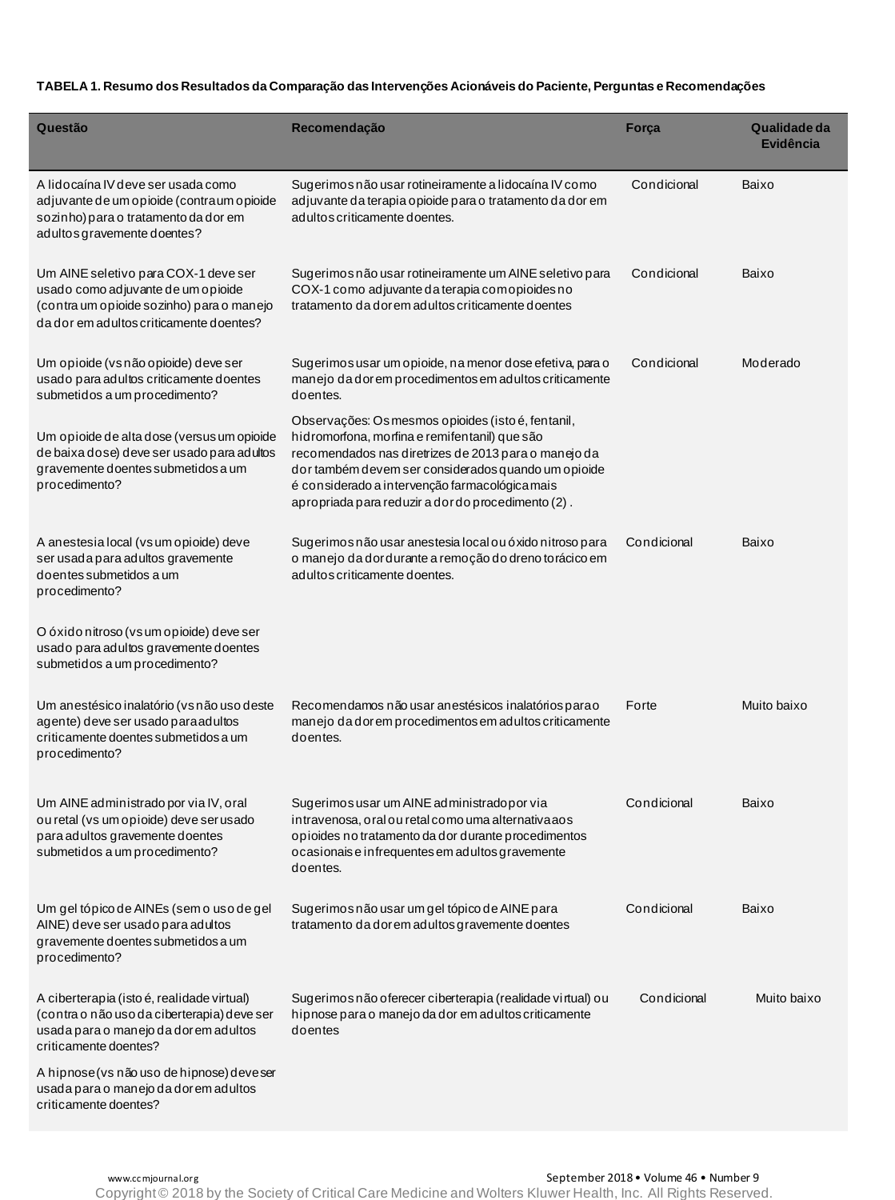**TABELA 1. Resumo dos Resultados da Comparação das Intervenções Acionáveis do Paciente, Perguntas e Recomendações**

| Questão | Recomendação | Força | Qualidade da Evidência |
|---|---|---|---|
| A lidocaína IV deve ser usada como adjuvante de um opioide (contra um opioide sozinho) para o tratamento da dor em adultos gravemente doentes? | Sugerimos não usar rotineiramente a lidocaína IV como adjuvante da terapia opioide para o tratamento da dor em adultos criticamente doentes. | Condicional | Baixo |
| Um AINE seletivo para COX-1 deve ser usado como adjuvante de um opioide (contra um opioide sozinho) para o manejo da dor em adultos criticamente doentes? | Sugerimos não usar rotineiramente um AINE seletivo para COX-1 como adjuvante da terapia com opioides no tratamento da dor em adultos criticamente doentes | Condicional | Baixo |
| Um opioide (vs não opioide) deve ser usado para adultos criticamente doentes submetidos a um procedimento?<br><br>Um opioide de alta dose (versus um opioide de baixa dose) deve ser usado para adultos gravemente doentes submetidos a um procedimento? | Sugerimos usar um opioide, na menor dose efetiva, para o manejo da dor em procedimentos em adultos criticamente doentes.<br><br>Observações: Os mesmos opioides (isto é, fentanil, hidromorfona, morfina e remifentanil) que são recomendados nas diretrizes de 2013 para o manejo da dor também devem ser considerados quando um opioide é considerado a intervenção farmacológica mais apropriada para reduzir a dor do procedimento (2) . | Condicional | Moderado |
| A anestesia local (vs um opioide) deve ser usada para adultos gravemente doentes submetidos a um procedimento?<br><br>O óxido nitroso (vs um opioide) deve ser usado para adultos gravemente doentes submetidos a um procedimento? | Sugerimos não usar anestesia local ou óxido nitroso para o manejo da dor durante a remoção do dreno torácico em adultos criticamente doentes. | Condicional | Baixo |
| Um anestésico inalatório (vs não uso deste agente) deve ser usado para adultos criticamente doentes submetidos a um procedimento? | Recomendamos não usar anestésicos inalatórios para o manejo da dor em procedimentos em adultos criticamente doentes. | Forte | Muito baixo |
| Um AINE administrado por via IV, oral ou retal (vs um opioide) deve ser usado para adultos gravemente doentes submetidos a um procedimento? | Sugerimos usar um AINE administrado por via intravenosa, oral ou retal como uma alternativa aos opioides no tratamento da dor durante procedimentos ocasionais e infrequentes em adultos gravemente doentes. | Condicional | Baixo |
| Um gel tópico de AINEs (sem o uso de gel AINE) deve ser usado para adultos gravemente doentes submetidos a um procedimento? | Sugerimos não usar um gel tópico de AINE para tratamento da dor em adultos gravemente doentes | Condicional | Baixo |
| A ciberterapia (isto é, realidade virtual) (contra o não uso da ciberterapia) deve ser usada para o manejo da dor em adultos criticamente doentes?<br><br>A hipnose (vs não uso de hipnose) deve ser usada para o manejo da dor em adultos criticamente doentes? | Sugerimos não oferecer ciberterapia (realidade virtual) ou hipnose para o manejo da dor em adultos criticamente doentes | Condicional | Muito baixo |

Copyright © 2018 by the Society of Critical Care Medicine and Wolters Kluwer Health, Inc. All Rights Reserved.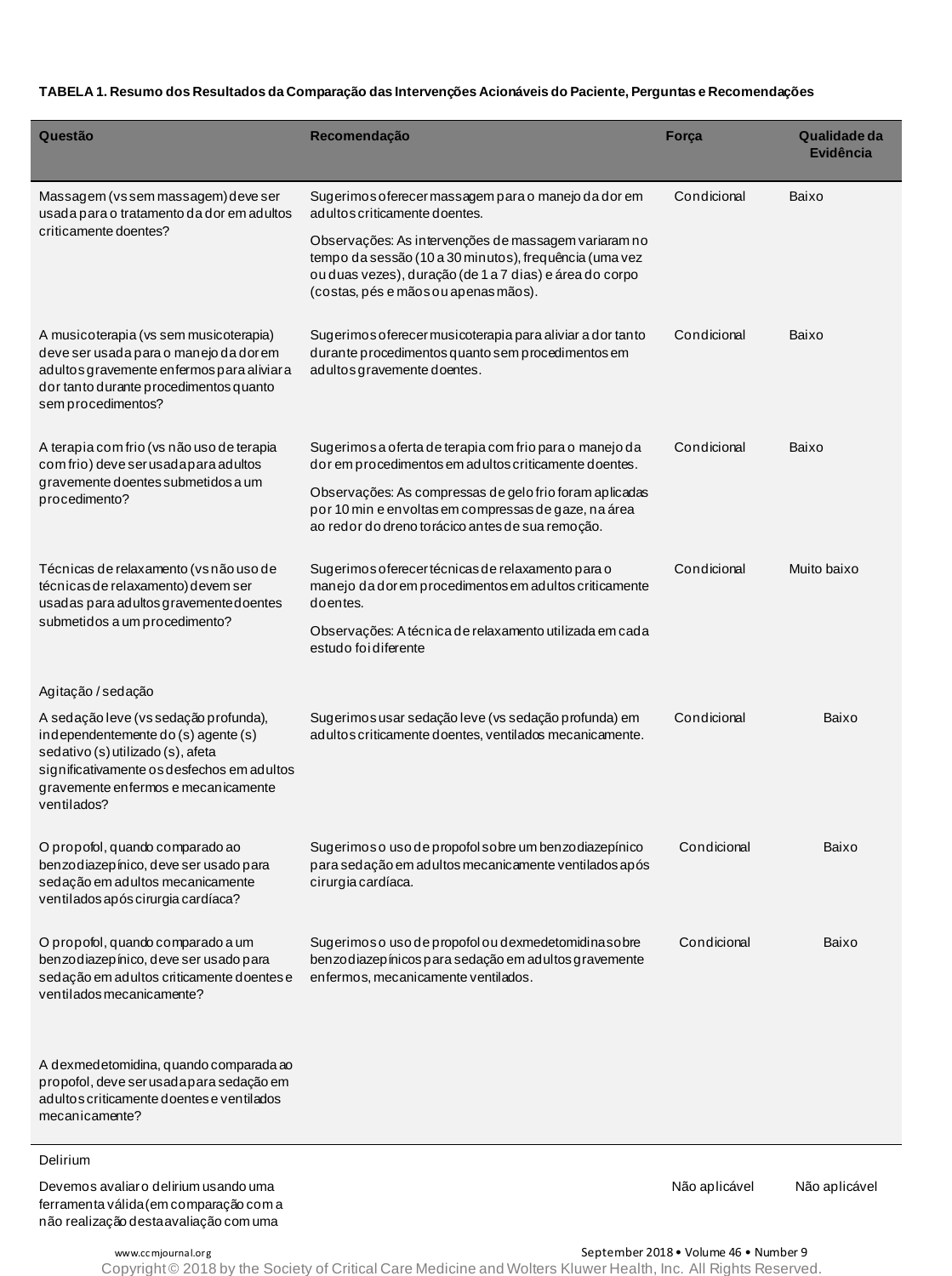**TABELA 1. Resumo dos Resultados da Comparação das Intervenções Acionáveis do Paciente, Perguntas e Recomendações**

| Questão | Recomendação | Força | Qualidade da Evidência |
|---|---|---|---|
| Massagem (vs sem massagem) deve ser usada para o tratamento da dor em adultos criticamente doentes? | Sugerimos oferecer massagem para o manejo da dor em adultos criticamente doentes.<br>Observações: As intervenções de massagem variaram no tempo da sessão (10 a 30 minutos), frequência (uma vez ou duas vezes), duração (de 1 a 7 dias) e área do corpo (costas, pés e mãos ou apenas mãos). | Condicional | Baixo |
| A musicoterapia (vs sem musicoterapia) deve ser usada para o manejo da dor em adultos gravemente enfermos para aliviar a dor tanto durante procedimentos quanto sem procedimentos? | Sugerimos oferecer musicoterapia para aliviar a dor tanto durante procedimentos quanto sem procedimentos em adultos gravemente doentes. | Condicional | Baixo |
| A terapia com frio (vs não uso de terapia com frio) deve ser usada para adultos gravemente doentes submetidos a um procedimento? | Sugerimos a oferta de terapia com frio para o manejo da dor em procedimentos em adultos criticamente doentes.<br>Observações: As compressas de gelo frio foram aplicadas por 10 min e envoltas em compressas de gaze, na área ao redor do dreno torácico antes de sua remoção. | Condicional | Baixo |
| Técnicas de relaxamento (vs não uso de técnicas de relaxamento) devem ser usadas para adultos gravemente doentes submetidos a um procedimento? | Sugerimos oferecer técnicas de relaxamento para o manejo da dor em procedimentos em adultos criticamente doentes.<br>Observações: A técnica de relaxamento utilizada em cada estudo foi diferente | Condicional | Muito baixo |
| Agitação / sedação | | | |
| A sedação leve (vs sedação profunda), independentemente do (s) agente (s) sedativo (s) utilizado (s), afeta significativamente os desfechos em adultos gravemente enfermos e mecanicamente ventilados? | Sugerimos usar sedação leve (vs sedação profunda) em adultos criticamente doentes, ventilados mecanicamente. | Condicional | Baixo |
| O propofol, quando comparado ao benzodiazepínico, deve ser usado para sedação em adultos mecanicamente ventilados após cirurgia cardíaca? | Sugerimos o uso de propofol sobre um benzodiazepínico para sedação em adultos mecanicamente ventilados após cirurgia cardíaca. | Condicional | Baixo |
| O propofol, quando comparado a um benzodiazepínico, deve ser usado para sedação em adultos criticamente doentes e ventilados mecanicamente? | Sugerimos o uso de propofol ou dexmedetomidina sobre benzodiazepínicos para sedação em adultos gravemente enfermos, mecanicamente ventilados. | Condicional | Baixo |
| A dexmedetomidina, quando comparada ao propofol, deve ser usada para sedação em adultos criticamente doentes e ventilados mecanicamente? | | | |
| Delirium | | | |
| Devemos avaliar o delirium usando uma ferramenta válida (em comparação com a não realização desta avaliação com uma | | Não aplicável | Não aplicável |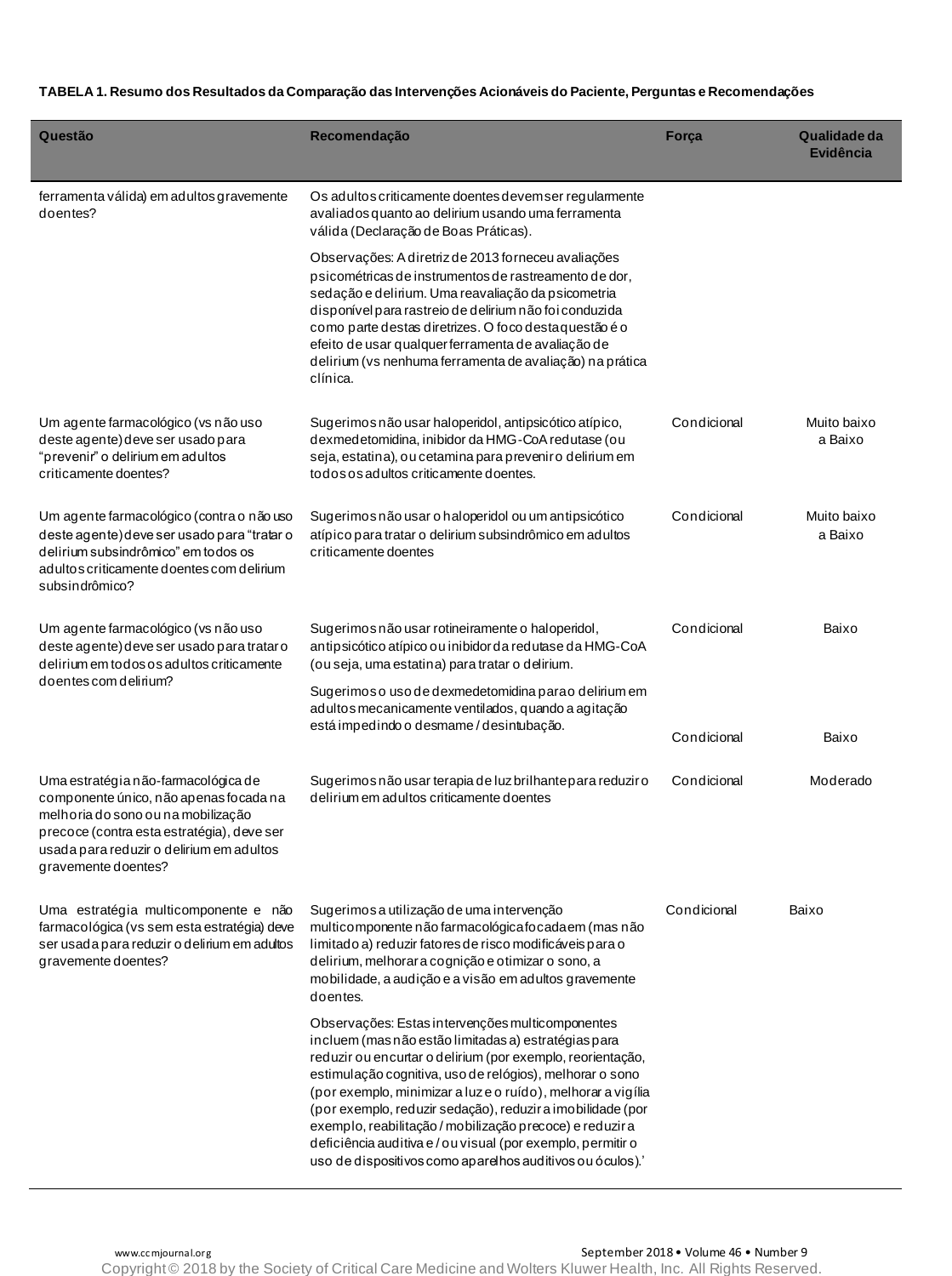**TABELA 1. Resumo dos Resultados da Comparação das Intervenções Acionáveis do Paciente, Perguntas e Recomendações**

| Questão | Recomendação | Força | Qualidade da Evidência |
|---|---|---|---|
| ferramenta válida) em adultos gravemente doentes? | Os adultos criticamente doentes devem ser regularmente avaliados quanto ao delirium usando uma ferramenta válida (Declaração de Boas Práticas). | | |
| | Observações: A diretriz de 2013 forneceu avaliações psicométricas de instrumentos de rastreamento de dor, sedação e delirium. Uma reavaliação da psicometria disponível para rastreio de delirium não foi conduzida como parte destas diretrizes. O foco desta questão é o efeito de usar qualquer ferramenta de avaliação de delirium (vs nenhuma ferramenta de avaliação) na prática clínica. | | |
| Um agente farmacológico (vs não uso deste agente) deve ser usado para "prevenir" o delirium em adultos criticamente doentes? | Sugerimos não usar haloperidol, antipsicótico atípico, dexmedetomidina, inibidor da HMG-CoA redutase (ou seja, estatina), ou cetamina para prevenir o delirium em todos os adultos criticamente doentes. | Condicional | Muito baixo a Baixo |
| Um agente farmacológico (contra o não uso deste agente) deve ser usado para "tratar o delirium subsindrômico" em todos os adultos criticamente doentes com delirium subsindrômico? | Sugerimos não usar o haloperidol ou um antipsicótico atípico para tratar o delirium subsindrômico em adultos criticamente doentes | Condicional | Muito baixo a Baixo |
| Um agente farmacológico (vs não uso deste agente) deve ser usado para tratar o delirium em todos os adultos criticamente doentes com delirium? | Sugerimos não usar rotineiramente o haloperidol, antipsicótico atípico ou inibidor da redutase da HMG-CoA (ou seja, uma estatina) para tratar o delirium. | Condicional | Baixo |
| | Sugerimos o uso de dexmedetomidina para o delirium em adultos mecanicamente ventilados, quando a agitação está impedindo o desmame / desintubação. | Condicional | Baixo |
| Uma estratégia não-farmacológica de componente único, não apenas focada na melhoria do sono ou na mobilização precoce (contra esta estratégia), deve ser usada para reduzir o delirium em adultos gravemente doentes? | Sugerimos não usar terapia de luz brilhante para reduzir o delirium em adultos criticamente doentes | Condicional | Moderado |
| Uma estratégia multicomponente e não farmacológica (vs sem esta estratégia) deve ser usada para reduzir o delirium em adultos gravemente doentes? | Sugerimos a utilização de uma intervenção multicomponente não farmacológica focada em (mas não limitado a) reduzir fatores de risco modificáveis para o delirium, melhorar a cognição e otimizar o sono, a mobilidade, a audição e a visão em adultos gravemente doentes. | Condicional | Baixo |
| | Observações: Estas intervenções multicomponentes incluem (mas não estão limitadas a) estratégias para reduzir ou encurtar o delirium (por exemplo, reorientação, estimulação cognitiva, uso de relógios), melhorar o sono (por exemplo, minimizar a luz e o ruído), melhorar a vigília (por exemplo, reduzir sedação), reduzir a imobilidade (por exemplo, reabilitação / mobilização precoce) e reduzir a deficiência auditiva e / ou visual (por exemplo, permitir o uso de dispositivos como aparelhos auditivos ou óculos).' | | |

Copyright © 2018 by the Society of Critical Care Medicine and Wolters Kluwer Health, Inc. All Rights Reserved.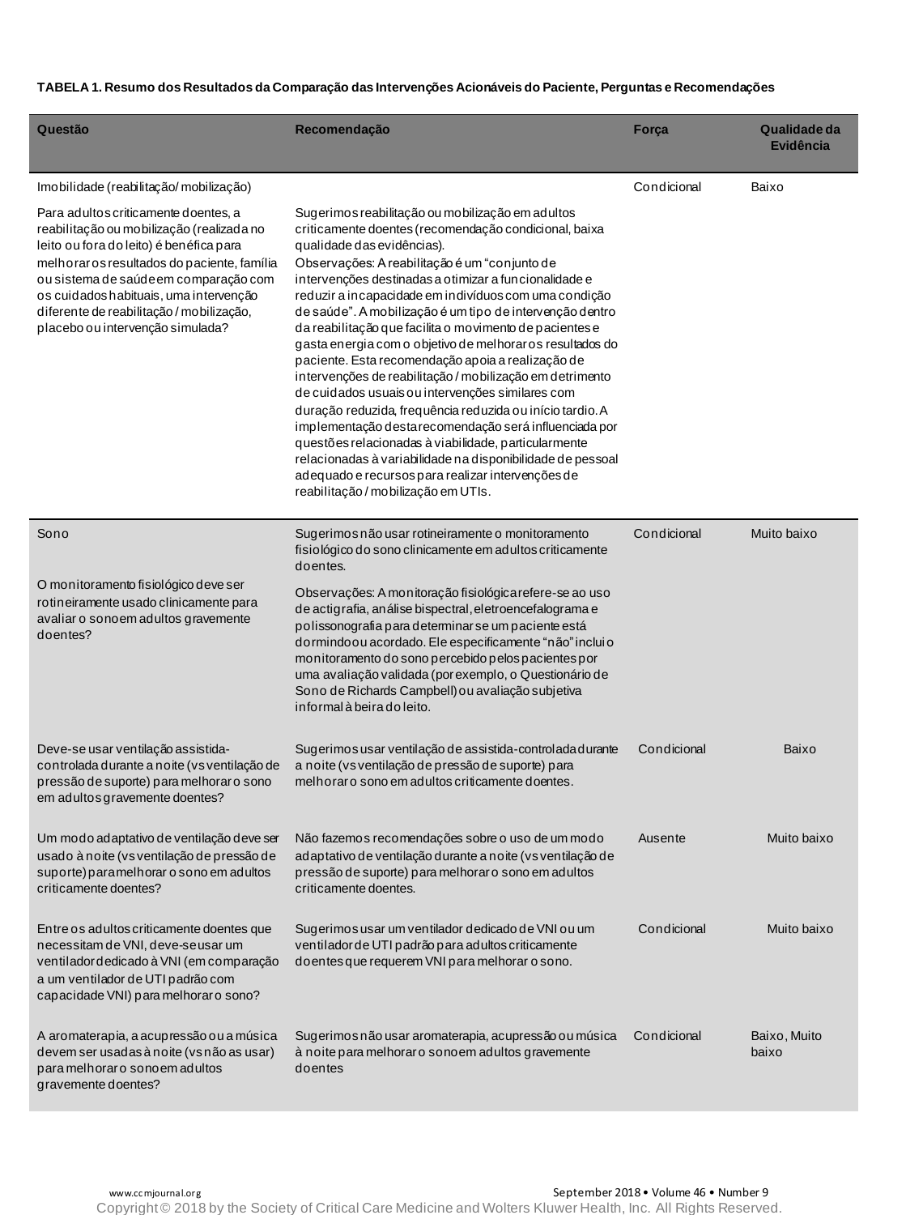**TABELA 1. Resumo dos Resultados da Comparação das Intervenções Acionáveis do Paciente, Perguntas e Recomendações**

| Questão | Recomendação | Força | Qualidade da Evidência |
|---|---|---|---|
| Imobilidade (reabilitação/ mobilização) | | Condicional | Baixo |
| Para adultos criticamente doentes, a reabilitação ou mobilização (realizada no leito ou fora do leito) é benéfica para melhorar os resultados do paciente, família ou sistema de saúde em comparação com os cuidados habituais, uma intervenção diferente de reabilitação / mobilização, placebo ou intervenção simulada? | Sugerimos reabilitação ou mobilização em adultos criticamente doentes (recomendação condicional, baixa qualidade das evidências). Observações: A reabilitação é um "conjunto de intervenções destinadas a otimizar a funcionalidade e reduzir a incapacidade em indivíduos com uma condição de saúde". A mobilização é um tipo de intervenção dentro da reabilitação que facilita o movimento de pacientes e gasta energia com o objetivo de melhorar os resultados do paciente. Esta recomendação apoia a realização de intervenções de reabilitação / mobilização em detrimento de cuidados usuais ou intervenções similares com duração reduzida, frequência reduzida ou início tardio. A implementação desta recomendação será influenciada por questões relacionadas à viabilidade, particularmente relacionadas à variabilidade na disponibilidade de pessoal adequado e recursos para realizar intervenções de reabilitação / mobilização em UTIs. | | |
| Sono<br><br>O monitoramento fisiológico deve ser rotineiramente usado clinicamente para avaliar o sono em adultos gravemente doentes? | Sugerimos não usar rotineiramente o monitoramento fisiológico do sono clinicamente em adultos criticamente doentes.<br>Observações: A monitoração fisiológica refere-se ao uso de actigrafia, análise bispectral, eletroencefalograma e polissonografia para determinar se um paciente está dormindo ou acordado. Ele especificamente "não" inclui o monitoramento do sono percebido pelos pacientes por uma avaliação validada (por exemplo, o Questionário de Sono de Richards Campbell) ou avaliação subjetiva informal à beira do leito. | Condicional | Muito baixo |
| Deve-se usar ventilação assistida-controlada durante a noite (vs ventilação de pressão de suporte) para melhorar o sono em adultos gravemente doentes? | Sugerimos usar ventilação de assistida-controlada durante a noite (vs ventilação de pressão de suporte) para melhorar o sono em adultos criticamente doentes. | Condicional | Baixo |
| Um modo adaptativo de ventilação deve ser usado à noite (vs ventilação de pressão de suporte) para melhorar o sono em adultos criticamente doentes? | Não fazemos recomendações sobre o uso de um modo adaptativo de ventilação durante a noite (vs ventilação de pressão de suporte) para melhorar o sono em adultos criticamente doentes. | Ausente | Muito baixo |
| Entre os adultos criticamente doentes que necessitam de VNI, deve-se usar um ventilador dedicado à VNI (em comparação a um ventilador de UTI padrão com capacidade VNI) para melhorar o sono? | Sugerimos usar um ventilador dedicado de VNI ou um ventilador de UTI padrão para adultos criticamente doentes que requerem VNI para melhorar o sono. | Condicional | Muito baixo |
| A aromaterapia, a acupressão ou a música devem ser usadas à noite (vs não as usar) para melhorar o sono em adultos gravemente doentes? | Sugerimos não usar aromaterapia, acupressão ou música à noite para melhorar o sono em adultos gravemente doentes | Condicional | Baixo, Muito baixo |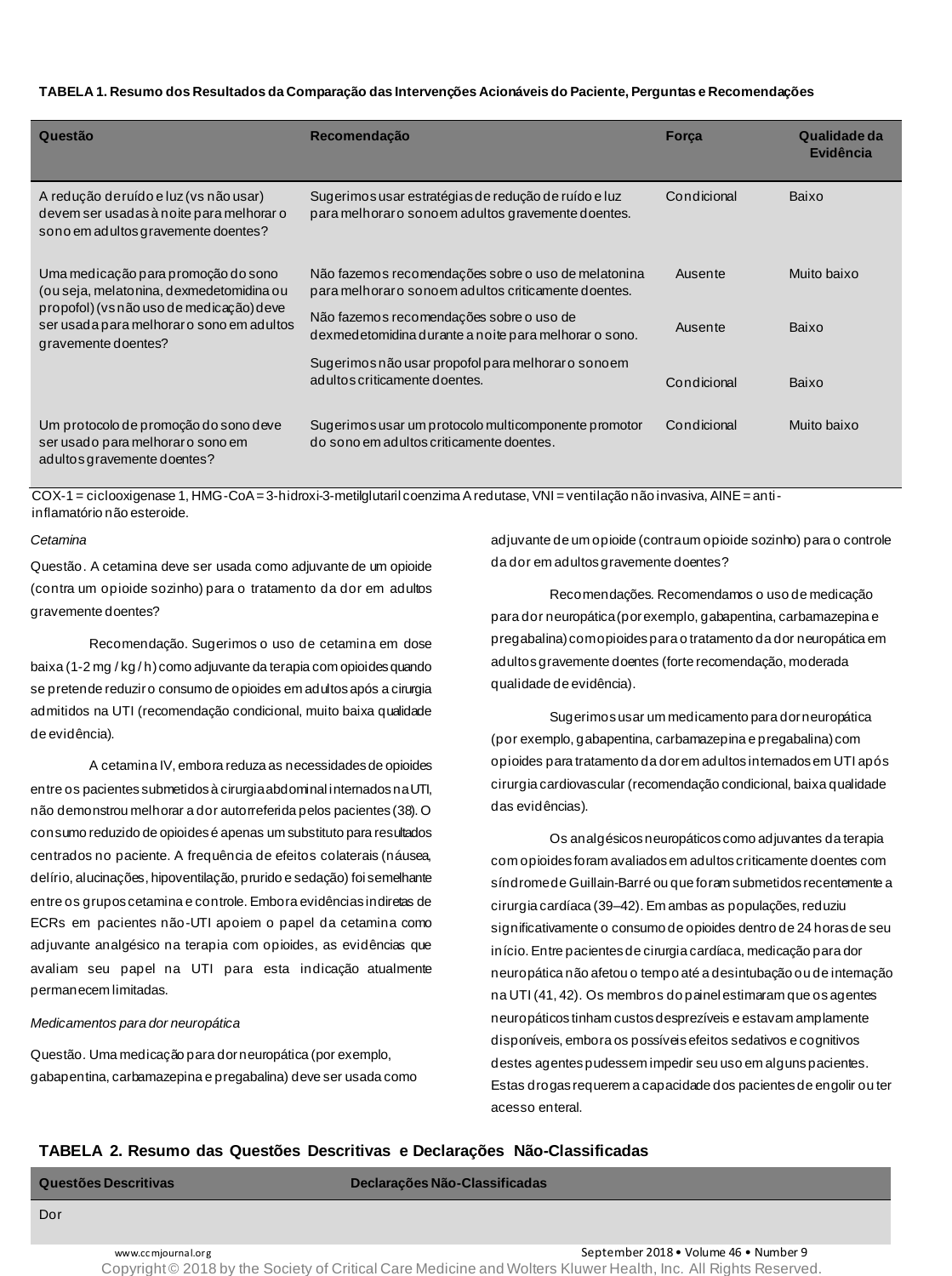**TABELA 1. Resumo dos Resultados da Comparação das Intervenções Acionáveis do Paciente, Perguntas e Recomendações**

| Questão | Recomendação | Força | Qualidade da Evidência |
|---|---|---|---|
| A redução de ruído e luz (vs não usar) devem ser usadas à noite para melhorar o sono em adultos gravemente doentes? | Sugerimos usar estratégias de redução de ruído e luz para melhorar o sono em adultos gravemente doentes. | Condicional | Baixo |
| Uma medicação para promoção do sono (ou seja, melatonina, dexmedetomidina ou propofol) (vs não uso de medicação) deve ser usada para melhorar o sono em adultos gravemente doentes? | Não fazemos recomendações sobre o uso de melatonina para melhorar o sono em adultos criticamente doentes. | Ausente | Muito baixo |
| | Não fazemos recomendações sobre o uso de dexmedetomidina durante a noite para melhorar o sono. | Ausente | Baixo |
| | Sugerimos não usar propofol para melhorar o sono em adultos criticamente doentes. | Condicional | Baixo |
| Um protocolo de promoção do sono deve ser usado para melhorar o sono em adultos gravemente doentes? | Sugerimos usar um protocolo multicomponente promotor do sono em adultos criticamente doentes. | Condicional | Muito baixo |

COX-1 = ciclooxigenase 1, HMG-CoA = 3-hidroxi-3-metilglutaril coenzima A redutase, VNI = ventilação não invasiva, AINE = anti-inflamatório não esteroide.

*Cetamina*

Questão. A cetamina deve ser usada como adjuvante de um opioide (contra um opioide sozinho) para o tratamento da dor em adultos gravemente doentes?

Recomendação. Sugerimos o uso de cetamina em dose baixa (1-2 mg / kg / h) como adjuvante da terapia com opioides quando se pretende reduzir o consumo de opioides em adultos após a cirurgia admitidos na UTI (recomendação condicional, muito baixa qualidade de evidência).

A cetamina IV, embora reduza as necessidades de opioides entre os pacientes submetidos à cirurgia abdominal internados na UTI, não demonstrou melhorar a dor autorreferida pelos pacientes (38). O consumo reduzido de opioides é apenas um substituto para resultados centrados no paciente. A frequência de efeitos colaterais (náusea, delírio, alucinações, hipoventilação, prurido e sedação) foi semelhante entre os grupos cetamina e controle. Embora evidências indiretas de ECRs em pacientes não-UTI apoiem o papel da cetamina como adjuvante analgésico na terapia com opioides, as evidências que avaliam seu papel na UTI para esta indicação atualmente permanecem limitadas.

*Medicamentos para dor neuropática*

Questão. Uma medicação para dor neuropática (por exemplo, gabapentina, carbamazepina e pregabalina) deve ser usada como adjuvante de um opioide (contra um opioide sozinho) para o controle da dor em adultos gravemente doentes?

Recomendações. Recomendamos o uso de medicação para dor neuropática (por exemplo, gabapentina, carbamazepina e pregabalina) com opioides para o tratamento da dor neuropática em adultos gravemente doentes (forte recomendação, moderada qualidade de evidência).

Sugerimos usar um medicamento para dor neuropática (por exemplo, gabapentina, carbamazepina e pregabalina) com opioides para tratamento da dor em adultos internados em UTI após cirurgia cardiovascular (recomendação condicional, baixa qualidade das evidências).

Os analgésicos neuropáticos como adjuvantes da terapia com opioides foram avaliados em adultos criticamente doentes com síndrome de Guillain-Barré ou que foram submetidos recentemente a cirurgia cardíaca (39–42). Em ambas as populações, reduziu significativamente o consumo de opioides dentro de 24 horas de seu início. Entre pacientes de cirurgia cardíaca, medicação para dor neuropática não afetou o tempo até a desintubação ou de internação na UTI (41, 42). Os membros do painel estimaram que os agentes neuropáticos tinham custos desprezíveis e estavam amplamente disponíveis, embora os possíveis efeitos sedativos e cognitivos destes agentes pudessem impedir seu uso em alguns pacientes. Estas drogas requerem a capacidade dos pacientes de engolir ou ter acesso enteral.

**TABELA 2. Resumo das Questões Descritivas e Declarações Não-Classificadas**

| Questões Descritivas | Declarações Não-Classificadas |
|---|---|
| Dor | |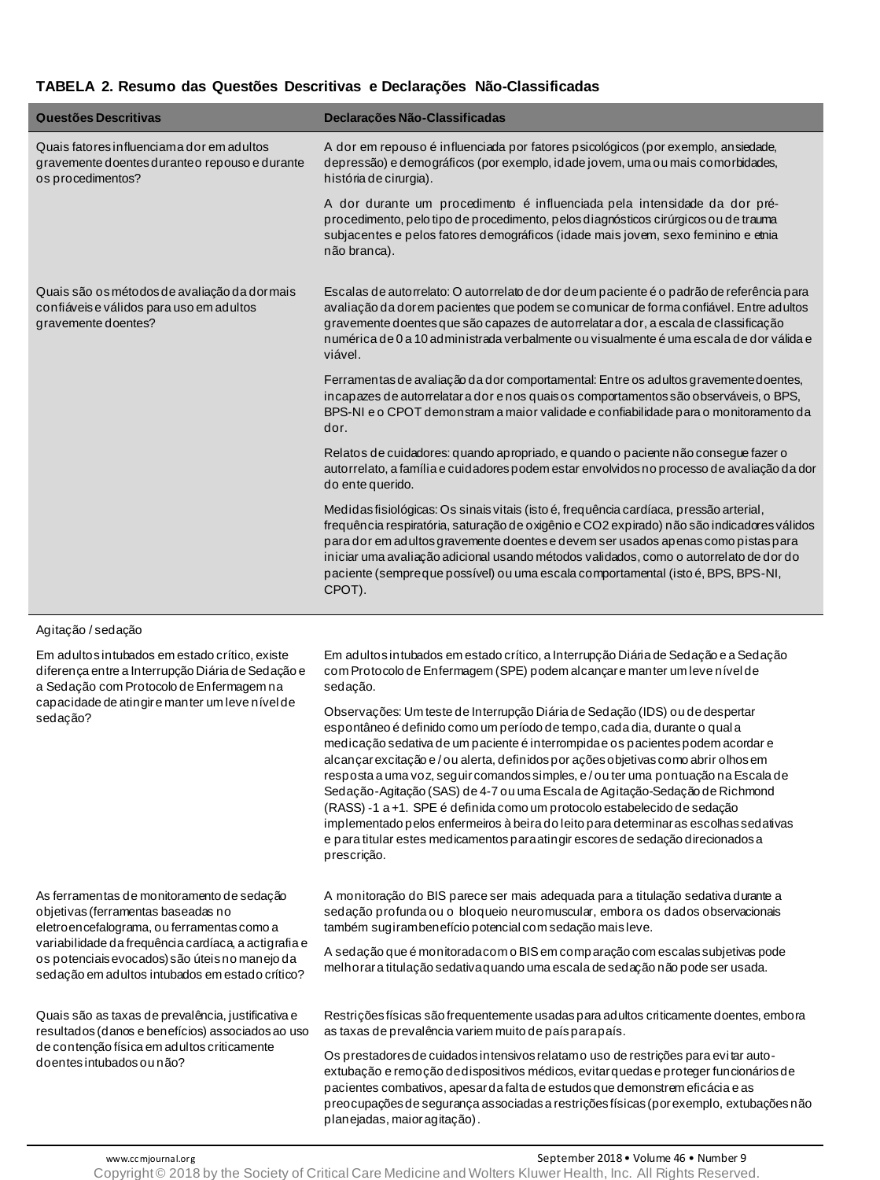**TABELA 2. Resumo das Questões Descritivas e Declarações Não-Classificadas**

| Questões Descritivas | Declarações Não-Classificadas |
|---|---|
| Quais fatores influenciam a dor em adultos gravemente doentes durante o repouso e durante os procedimentos? | A dor em repouso é influenciada por fatores psicológicos (por exemplo, ansiedade, depressão) e demográficos (por exemplo, idade jovem, uma ou mais comorbidades, história de cirurgia). |
| | A dor durante um procedimento é influenciada pela intensidade da dor pré-procedimento, pelo tipo de procedimento, pelos diagnósticos cirúrgicos ou de trauma subjacentes e pelos fatores demográficos (idade mais jovem, sexo feminino e etnia não branca). |
| Quais são os métodos de avaliação da dor mais confiáveis e válidos para uso em adultos gravemente doentes? | Escalas de autorrelato: O autorrelato de dor de um paciente é o padrão de referência para avaliação da dor em pacientes que podem se comunicar de forma confiável. Entre adultos gravemente doentes que são capazes de autorrelatar a dor, a escala de classificação numérica de 0 a 10 administrada verbalmente ou visualmente é uma escala de dor válida e viável. |
| | Ferramentas de avaliação da dor comportamental: Entre os adultos gravemente doentes, incapazes de autorrelatar a dor e nos quais os comportamentos são observáveis, o BPS, BPS-NI e o CPOT demonstram a maior validade e confiabilidade para o monitoramento da dor. |
| | Relatos de cuidadores: quando apropriado, e quando o paciente não consegue fazer o autorrelato, a família e cuidadores podem estar envolvidos no processo de avaliação da dor do ente querido. |
| | Medidas fisiológicas: Os sinais vitais (isto é, frequência cardíaca, pressão arterial, frequência respiratória, saturação de oxigênio e $CO_2$ expirado) não são indicadores válidos para dor em adultos gravemente doentes e devem ser usados apenas como pistas para iniciar uma avaliação adicional usando métodos validados, como o autorrelato de dor do paciente (sempre que possível) ou uma escala comportamental (isto é, BPS, BPS-NI, CPOT). |
| Agitação / sedação | |
| Em adultos intubados em estado crítico, existe diferença entre a Interrupção Diária de Sedação e a Sedação com Protocolo de Enfermagem na capacidade de atingir e manter um leve nível de sedação? | Em adultos intubados em estado crítico, a Interrupção Diária de Sedação e a Sedação com Protocolo de Enfermagem (SPE) podem alcançar e manter um leve nível de sedação. |
| | Observações: Um teste de Interrupção Diária de Sedação (IDS) ou de despertar espontâneo é definido como um período de tempo, cada dia, durante o qual a medicação sedativa de um paciente é interrompida e os pacientes podem acordar e alcançar excitação e / ou alerta, definidos por ações objetivas como abrir olhos em resposta a uma voz, seguir comandos simples, e / ou ter uma pontuação na Escala de Sedação-Agitação (SAS) de 4-7 ou uma Escala de Agitação-Sedação de Richmond (RASS) -1 a +1. SPE é definida como um protocolo estabelecido de sedação implementado pelos enfermeiros à beira do leito para determinar as escolhas sedativas e para titular estes medicamentos para atingir escores de sedação direcionados a prescrição. |
| As ferramentas de monitoramento de sedação objetivas (ferramentas baseadas no eletroencefalograma, ou ferramentas como a variabilidade da frequência cardíaca, a actigrafia e os potenciais evocados) são úteis no manejo da sedação em adultos intubados em estado crítico? | A monitoração do BIS parece ser mais adequada para a titulação sedativa durante a sedação profunda ou o bloqueio neuromuscular, embora os dados observacionais também sugiram benefício potencial com sedação mais leve. |
| | A sedação que é monitorada com o BIS em comparação com escalas subjetivas pode melhorar a titulação sedativa quando uma escala de sedação não pode ser usada. |
| Quais são as taxas de prevalência, justificativa e resultados (danos e benefícios) associados ao uso de contenção física em adultos criticamente doentes intubados ou não? | Restrições físicas são frequentemente usadas para adultos criticamente doentes, embora as taxas de prevalência variem muito de país para país. |
| | Os prestadores de cuidados intensivos relatam o uso de restrições para evitar auto-extubação e remoção de dispositivos médicos, evitar quedas e proteger funcionários de pacientes combativos, apesar da falta de estudos que demonstrem eficácia e as preocupações de segurança associadas a restrições físicas (por exemplo, extubações não planejadas, maior agitação). |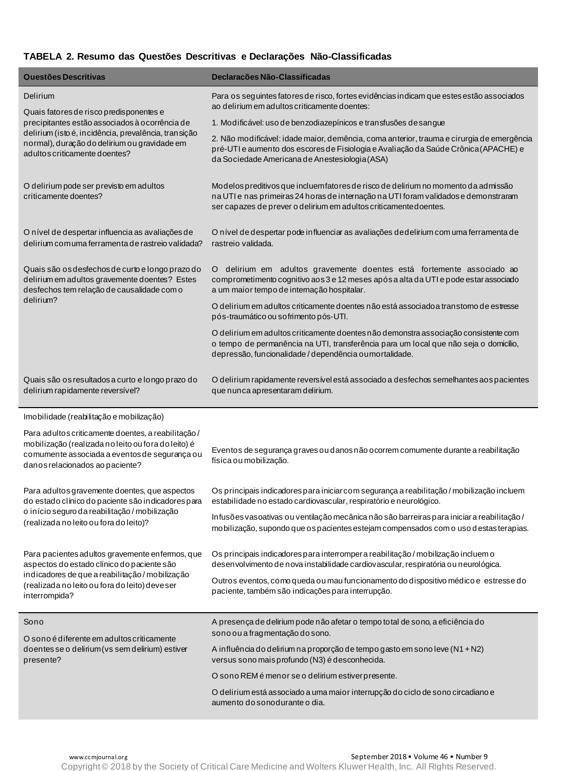**TABELA 2. Resumo das Questões Descritivas e Declarações Não-Classificadas**

| Questões Descritivas | Declarações Não-Classificadas |
|---|---|
| Delirium<br><br>Quais fatores de risco predisponentes e precipitantes estão associados à ocorrência de delirium (isto é, incidência, prevalência, transição normal), duração do delirium ou gravidade em adultos criticamente doentes? | Para os seguintes fatores de risco, fortes evidências indicam que estes estão associados ao delirium em adultos criticamente doentes:<br><br>1. Modificável: uso de benzodiazepínicos e transfusões de sangue<br><br>2. Não modificável: idade maior, demência, coma anterior, trauma e cirurgia de emergência pré-UTI e aumento dos escores de Fisiologia e Avaliação da Saúde Crônica (APACHE) e da Sociedade Americana de Anestesiologia (ASA) |
| O delirium pode ser previsto em adultos criticamente doentes? | Modelos preditivos que incluem fatores de risco de delirium no momento da admissão na UTI e nas primeiras 24 horas de internação na UTI foram validados e demonstraram ser capazes de prever o delirium em adultos criticamente doentes. |
| O nível de despertar influencia as avaliações de delirium com uma ferramenta de rastreio validada? | O nível de despertar pode influenciar as avaliações de delirium com uma ferramenta de rastreio validada. |
| Quais são os desfechos de curto e longo prazo do delirium em adultos gravemente doentes? Estes desfechos tem relação de causalidade com o delirium? | O delirium em adultos gravemente doentes está fortemente associado ao comprometimento cognitivo aos 3 e 12 meses após a alta da UTI e pode estar associado a um maior tempo de internação hospitalar.<br><br>O delirium em adultos criticamente doentes não está associado a transtorno de estresse pós-traumático ou sofrimento pós-UTI.<br><br>O delirium em adultos criticamente doentes não demonstra associação consistente com o tempo de permanência na UTI, transferência para um local que não seja o domicílio, depressão, funcionalidade / dependência ou mortalidade. |
| Quais são os resultados a curto e longo prazo do delirium rapidamente reversível? | O delirium rapidamente reversível está associado a desfechos semelhantes aos pacientes que nunca apresentaram delirium. |
| Imobilidade (reabilitação e mobilização)<br><br>Para adultos criticamente doentes, a reabilitação / mobilização (realizada no leito ou fora do leito) é comumente associada a eventos de segurança ou danos relacionados ao paciente? | Eventos de segurança graves ou danos não ocorrem comumente durante a reabilitação física ou mobilização. |
| Para adultos gravemente doentes, que aspectos do estado clínico do paciente são indicadores para o início seguro da reabilitação / mobilização (realizada no leito ou fora do leito)? | Os principais indicadores para iniciar com segurança a reabilitação / mobilização incluem estabilidade no estado cardiovascular, respiratório e neurológico.<br><br>Infusões vasoativas ou ventilação mecânica não são barreiras para iniciar a reabilitação / mobilização, supondo que os pacientes estejam compensados com o uso destas terapias. |
| Para pacientes adultos gravemente enfermos, que aspectos do estado clínico do paciente são indicadores de que a reabilitação / mobilização (realizada no leito ou fora do leito) deve ser interrompida? | Os principais indicadores para interromper a reabilitação / mobilização incluem o desenvolvimento de nova instabilidade cardiovascular, respiratória ou neurológica.<br><br>Outros eventos, como queda ou mau funcionamento do dispositivo médico e estresse do paciente, também são indicações para interrupção. |
| Sono<br><br>O sono é diferente em adultos criticamente doentes se o delirium (vs sem delirium) estiver presente? | A presença de delirium pode não afetar o tempo total de sono, a eficiência do sono ou a fragmentação do sono.<br><br>A influência do delirium na proporção de tempo gasto em sono leve (N1 + N2) versus sono mais profundo (N3) é desconhecida.<br><br>O sono REM é menor se o delirium estiver presente.<br><br>O delirium está associado a uma maior interrupção do ciclo de sono circadiano e aumento do sono durante o dia. |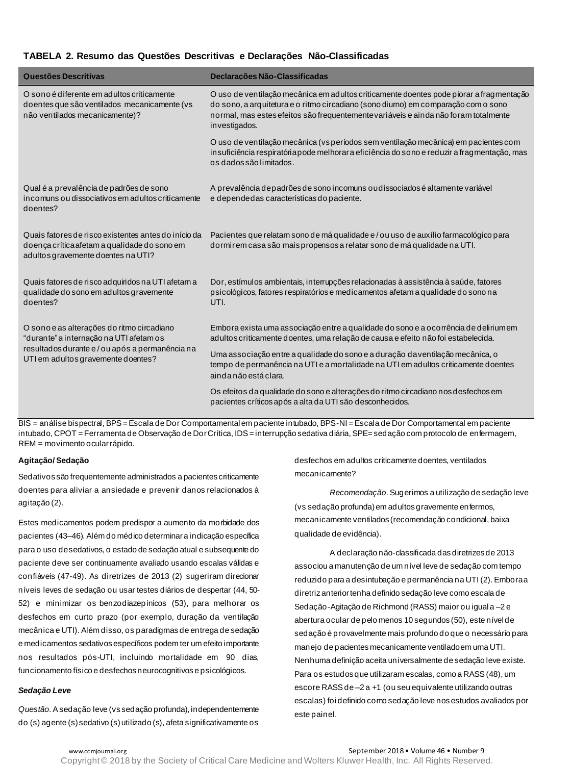**TABELA 2. Resumo das Questões Descritivas e Declarações Não-Classificadas**

| Questões Descritivas | Declarações Não-Classificadas |
|---|---|
| O sono é diferente em adultos criticamente doentes que são ventilados mecanicamente (vs não ventilados mecanicamente)? | O uso de ventilação mecânica em adultos criticamente doentes pode piorar a fragmentação do sono, a arquitetura e o ritmo circadiano (sono diurno) em comparação com o sono normal, mas estes efeitos são frequentemente variáveis e ainda não foram totalmente investigados. |
| | O uso de ventilação mecânica (vs períodos sem ventilação mecânica) em pacientes com insuficiência respiratória pode melhorar a eficiência do sono e reduzir a fragmentação, mas os dados são limitados. |
| Qual é a prevalência de padrões de sono incomuns ou dissociativos em adultos criticamente doentes? | A prevalência de padrões de sono incomuns ou dissociados é altamente variável e depende das características do paciente. |
| Quais fatores de risco existentes antes do início da doença crítica afetam a qualidade do sono em adultos gravemente doentes na UTI? | Pacientes que relatam sono de má qualidade e / ou uso de auxílio farmacológico para dormir em casa são mais propensos a relatar sono de má qualidade na UTI. |
| Quais fatores de risco adquiridos na UTI afetam a qualidade do sono em adultos gravemente doentes? | Dor, estímulos ambientais, interrupções relacionadas à assistência à saúde, fatores psicológicos, fatores respiratórios e medicamentos afetam a qualidade do sono na UTI. |
| O sono e as alterações do ritmo circadiano “durante” a internação na UTI afetam os resultados durante e / ou após a permanência na UTI em adultos gravemente doentes? | Embora exista uma associação entre a qualidade do sono e a ocorrência de delirium em adultos criticamente doentes, uma relação de causa e efeito não foi estabelecida. |
| | Uma associação entre a qualidade do sono e a duração da ventilação mecânica, o tempo de permanência na UTI e a mortalidade na UTI em adultos criticamente doentes ainda não está clara. |
| | Os efeitos da qualidade do sono e alterações do ritmo circadiano nos desfechos em pacientes críticos após a alta da UTI são desconhecidos. |

BIS = análise bispectral, BPS = Escala de Dor Comportamental em paciente intubado, BPS-NI = Escala de Dor Comportamental em paciente intubado, CPOT = Ferramenta de Observação de Dor Crítica, IDS = interrupção sedativa diária, SPE= sedação com protocolo de enfermagem, REM = movimento ocular rápido.

**Agitação/ Sedação**

Sedativos são frequentemente administrados a pacientes criticamente doentes para aliviar a ansiedade e prevenir danos relacionados à agitação (2).

Estes medicamentos podem predispor a aumento da morbidade dos pacientes (43–46). Além do médico determinar a indicação específica para o uso de sedativos, o estado de sedação atual e subsequente do paciente deve ser continuamente avaliado usando escalas válidas e confiáveis (47-49). As diretrizes de 2013 (2) sugeriram direcionar níveis leves de sedação ou usar testes diários de despertar (44, 50-52) e minimizar os benzodiazepínicos (53), para melhorar os desfechos em curto prazo (por exemplo, duração da ventilação mecânica e UTI). Além disso, os paradigmas de entrega de sedação e medicamentos sedativos específicos podem ter um efeito importante nos resultados pós-UTI, incluindo mortalidade em 90 dias, funcionamento físico e desfechos neurocognitivos e psicológicos.

***Sedação Leve***

*Questão*. A sedação leve (vs sedação profunda), independentemente do (s) agente (s) sedativo (s) utilizado (s), afeta significativamente os desfechos em adultos criticamente doentes, ventilados mecanicamente?

*Recomendação*. Sugerimos a utilização de sedação leve (vs sedação profunda) em adultos gravemente enfermos, mecanicamente ventilados (recomendação condicional, baixa qualidade de evidência).

A declaração não-classificada das diretrizes de 2013 associou a manutenção de um nível leve de sedação com tempo reduzido para a desintubação e permanência na UTI (2). Embora a diretriz anterior tenha definido sedação leve como escala de Sedação-Agitação de Richmond (RASS) maior ou igual a –2 e abertura ocular de pelo menos 10 segundos (50), este nível de sedação é provavelmente mais profundo do que o necessário para manejo de pacientes mecanicamente ventilado em uma UTI. Nenhuma definição aceita universalmente de sedação leve existe. Para os estudos que utilizaram escalas, como a RASS (48), um escore RASS de –2 a +1 (ou seu equivalente utilizando outras escalas) foi definido como sedação leve nos estudos avaliados por este painel.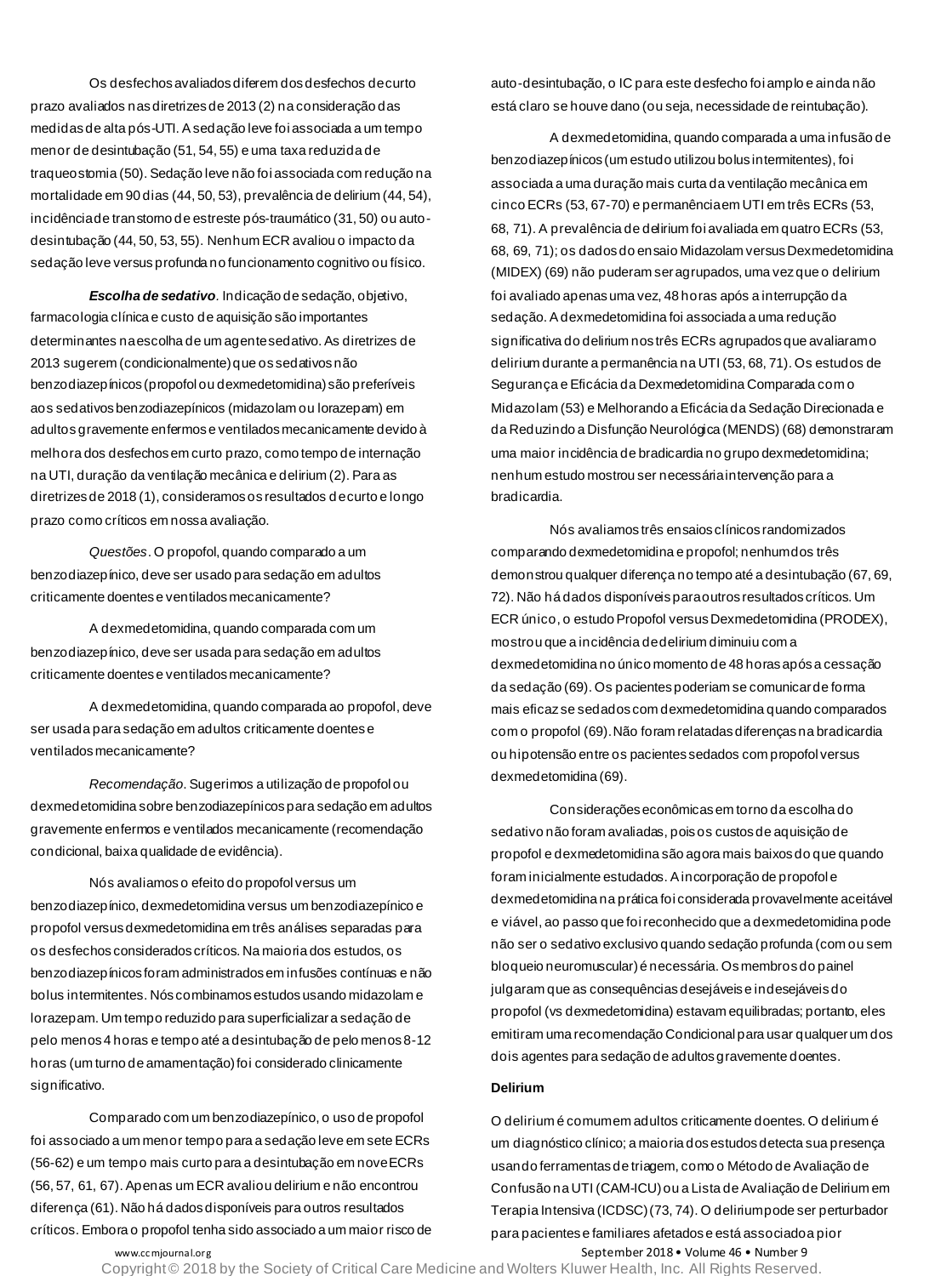Os desfechos avaliados diferem dos desfechos de curto prazo avaliados nas diretrizes de 2013 (2) na consideração das medidas de alta pós-UTI. A sedação leve foi associada a um tempo menor de desintubação (51, 54, 55) e uma taxa reduzida de traqueostomia (50). Sedação leve não foi associada com redução na mortalidade em 90 dias (44, 50, 53), prevalência de delirium (44, 54), incidência de transtorno de estresse pós-traumático (31, 50) ou auto-desintubação (44, 50, 53, 55). Nenhum ECR avaliou o impacto da sedação leve versus profunda no funcionamento cognitivo ou físico.

***Escolha de sedativo***. Indicação de sedação, objetivo, farmacologia clínica e custo de aquisição são importantes determinantes na escolha de um agente sedativo. As diretrizes de 2013 sugerem (condicionalmente) que os sedativos não benzodiazepínicos (propofol ou dexmedetomidina) são preferíveis aos sedativos benzodiazepínicos (midazolam ou lorazepam) em adultos gravemente enfermos e ventilados mecanicamente devido à melhora dos desfechos em curto prazo, como tempo de internação na UTI, duração da ventilação mecânica e delirium (2). Para as diretrizes de 2018 (1), consideramos os resultados de curto e longo prazo como críticos em nossa avaliação.

*Questões*. O propofol, quando comparado a um benzodiazepínico, deve ser usado para sedação em adultos criticamente doentes e ventilados mecanicamente?

A dexmedetomidina, quando comparada com um benzodiazepínico, deve ser usada para sedação em adultos criticamente doentes e ventilados mecanicamente?

A dexmedetomidina, quando comparada ao propofol, deve ser usada para sedação em adultos criticamente doentes e ventilados mecanicamente?

*Recomendação*. Sugerimos a utilização de propofol ou dexmedetomidina sobre benzodiazepínicos para sedação em adultos gravemente enfermos e ventilados mecanicamente (recomendação condicional, baixa qualidade de evidência).

Nós avaliamos o efeito do propofol versus um benzodiazepínico, dexmedetomidina versus um benzodiazepínico e propofol versus dexmedetomidina em três análises separadas para os desfechos considerados críticos. Na maioria dos estudos, os benzodiazepínicos foram administrados em infusões contínuas e não bolus intermitentes. Nós combinamos estudos usando midazolam e lorazepam. Um tempo reduzido para superficializar a sedação de pelo menos 4 horas e tempo até a desintubação de pelo menos 8-12 horas (um turno de amamentação) foi considerado clinicamente significativo.

Comparado com um benzodiazepínico, o uso de propofol foi associado a um menor tempo para a sedação leve em sete ECRs (56-62) e um tempo mais curto para a desintubação em nove ECRs (56, 57, 61, 67). Apenas um ECR avaliou delirium e não encontrou diferença (61). Não há dados disponíveis para outros resultados críticos. Embora o propofol tenha sido associado a um maior risco de auto-desintubação, o IC para este desfecho foi amplo e ainda não está claro se houve dano (ou seja, necessidade de reintubação).

A dexmedetomidina, quando comparada a uma infusão de benzodiazepínicos (um estudo utilizou bolus intermitentes), foi associada a uma duração mais curta da ventilação mecânica em cinco ECRs (53, 67-70) e permanência em UTI em três ECRs (53, 68, 71). A prevalência de delirium foi avaliada em quatro ECRs (53, 68, 69, 71); os dados do ensaio Midazolam versus Dexmedetomidina (MIDEX) (69) não puderam ser agrupados, uma vez que o delirium foi avaliado apenas uma vez, 48 horas após a interrupção da sedação. A dexmedetomidina foi associada a uma redução significativa do delirium nos três ECRs agrupados que avaliaram o delirium durante a permanência na UTI (53, 68, 71). Os estudos de Segurança e Eficácia da Dexmedetomidina Comparada com o Midazolam (53) e Melhorando a Eficácia da Sedação Direcionada e da Reduzindo a Disfunção Neurológica (MENDS) (68) demonstraram uma maior incidência de bradicardia no grupo dexmedetomidina; nenhum estudo mostrou ser necessária intervenção para a bradicardia.

Nós avaliamos três ensaios clínicos randomizados comparando dexmedetomidina e propofol; nenhum dos três demonstrou qualquer diferença no tempo até a desintubação (67, 69, 72). Não há dados disponíveis para outros resultados críticos. Um ECR único, o estudo Propofol versus Dexmedetomidina (PRODEX), mostrou que a incidência de delirium diminuiu com a dexmedetomidina no único momento de 48 horas após a cessação da sedação (69). Os pacientes poderiam se comunicar de forma mais eficaz se sedados com dexmedetomidina quando comparados com o propofol (69). Não foram relatadas diferenças na bradicardia ou hipotensão entre os pacientes sedados com propofol versus dexmedetomidina (69).

Considerações econômicas em torno da escolha do sedativo não foram avaliadas, pois os custos de aquisição de propofol e dexmedetomidina são agora mais baixos do que quando foram inicialmente estudados. A incorporação de propofol e dexmedetomidina na prática foi considerada provavelmente aceitável e viável, ao passo que foi reconhecido que a dexmedetomidina pode não ser o sedativo exclusivo quando sedação profunda (com ou sem bloqueio neuromuscular) é necessária. Os membros do painel julgaram que as consequências desejáveis e indesejáveis do propofol (vs dexmedetomidina) estavam equilibradas; portanto, eles emitiram uma recomendação Condicional para usar qualquer um dos dois agentes para sedação de adultos gravemente doentes.

## Delirium

O delirium é comum em adultos criticamente doentes. O delirium é um diagnóstico clínico; a maioria dos estudos detecta sua presença usando ferramentas de triagem, como o Método de Avaliação de Confusão na UTI (CAM-ICU) ou a Lista de Avaliação de Delirium em Terapia Intensiva (ICDSC) (73, 74). O delirium pode ser perturbador para pacientes e familiares afetados e está associado a pior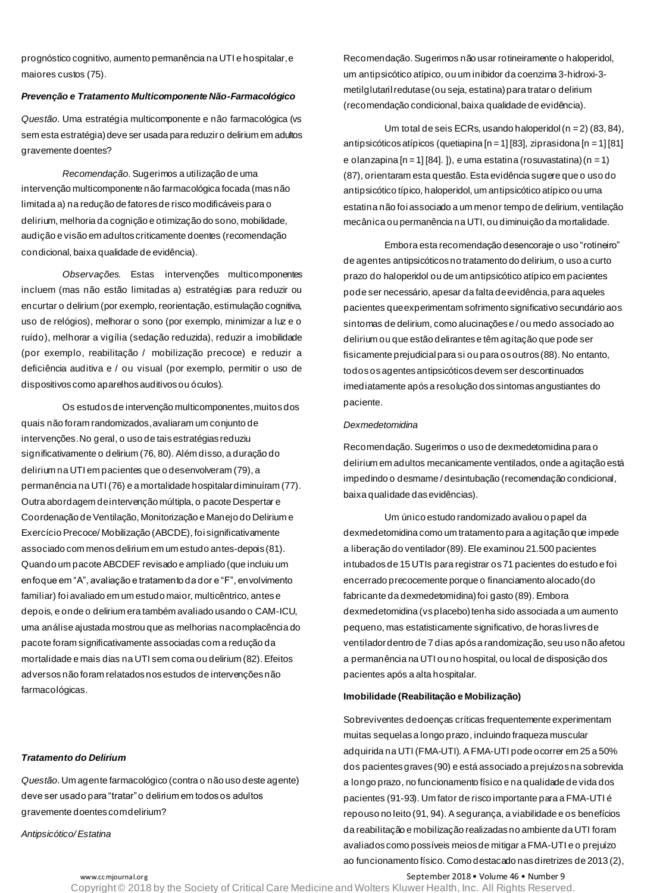prognóstico cognitivo, aumento permanência na UTI e hospitalar, e maiores custos (75).

**_Prevenção e Tratamento Multicomponente Não-Farmacológico_**

*Questão*. Uma estratégia multicomponente e não farmacológica (vs sem esta estratégia) deve ser usada para reduzir o delirium em adultos gravemente doentes?

*Recomendação*. Sugerimos a utilização de uma intervenção multicomponente não farmacológica focada (mas não limitada a) na redução de fatores de risco modificáveis para o delirium, melhoria da cognição e otimização do sono, mobilidade, audição e visão em adultos criticamente doentes (recomendação condicional, baixa qualidade de evidência).

*Observações*. Estas intervenções multicomponentes incluem (mas não estão limitadas a) estratégias para reduzir ou encurtar o delirium (por exemplo, reorientação, estimulação cognitiva, uso de relógios), melhorar o sono (por exemplo, minimizar a luz e o ruído), melhorar a vigília (sedação reduzida), reduzir a imobilidade (por exemplo, reabilitação / mobilização precoce) e reduzir a deficiência auditiva e / ou visual (por exemplo, permitir o uso de dispositivos como aparelhos auditivos ou óculos).

Os estudos de intervenção multicomponentes, muitos dos quais não foram randomizados, avaliaram um conjunto de intervenções. No geral, o uso de tais estratégias reduziu significativamente o delirium (76, 80). Além disso, a duração do delirium na UTI em pacientes que o desenvolveram (79), a permanência na UTI (76) e a mortalidade hospitalar diminuíram (77). Outra abordagem de intervenção múltipla, o pacote Despertar e Coordenação de Ventilação, Monitorização e Manejo do Delirium e Exercício Precoce/ Mobilização (ABCDE), foi significativamente associado com menos delirium em um estudo antes-depois (81). Quando um pacote ABCDEF revisado e ampliado (que incluiu um enfoque em "A", avaliação e tratamento da dor e "F", envolvimento familiar) foi avaliado em um estudo maior, multicêntrico, antes e depois, e onde o delirium era também avaliado usando o CAM-ICU, uma análise ajustada mostrou que as melhorias na complacência do pacote foram significativamente associadas com a redução da mortalidade e mais dias na UTI sem coma ou delirium (82). Efeitos adversos não foram relatados nos estudos de intervenções não farmacológicas.

**_Tratamento do Delirium_**

*Questão*. Um agente farmacológico (contra o não uso deste agente) deve ser usado para "tratar" o delirium em todos os adultos gravemente doentes com delirium?

*Antipsicótico/ Estatina*

Recomendação. Sugerimos não usar rotineiramente o haloperidol, um antipsicótico atípico, ou um inibidor da coenzima 3-hidroxi-3-metilglutaril redutase (ou seja, estatina) para tratar o delirium (recomendação condicional, baixa qualidade de evidência).

Um total de seis ECRs, usando haloperidol (n = 2) (83, 84), antipsicóticos atípicos (quetiapina [n = 1] [83], ziprasidona [n = 1] [81] e olanzapina [n = 1] [84]. ]), e uma estatina (rosuvastatina) (n = 1) (87), orientaram esta questão. Esta evidência sugere que o uso do antipsicótico típico, haloperidol, um antipsicótico atípico ou uma estatina não foi associado a um menor tempo de delirium, ventilação mecânica ou permanência na UTI, ou diminuição da mortalidade.

Embora esta recomendação desencoraje o uso "rotineiro" de agentes antipsicóticos no tratamento do delirium, o uso a curto prazo do haloperidol ou de um antipsicótico atípico em pacientes pode ser necessário, apesar da falta de evidência, para aqueles pacientes que experimentam sofrimento significativo secundário aos sintomas de delirium, como alucinações e / ou medo associado ao delirium ou que estão delirantes e têm agitação que pode ser fisicamente prejudicial para si ou para os outros (88). No entanto, todos os agentes antipsicóticos devem ser descontinuados imediatamente após a resolução dos sintomas angustiantes do paciente.

*Dexmedetomidina*

Recomendação. Sugerimos o uso de dexmedetomidina para o delirium em adultos mecanicamente ventilados, onde a agitação está impedindo o desmame / desintubação (recomendação condicional, baixa qualidade das evidências).

Um único estudo randomizado avaliou o papel da dexmedetomidina como um tratamento para a agitação que impede a liberação do ventilador (89). Ele examinou 21.500 pacientes intubados de 15 UTIs para registrar os 71 pacientes do estudo e foi encerrado precocemente porque o financiamento alocado (do fabricante da dexmedetomidina) foi gasto (89). Embora dexmedetomidina (vs placebo) tenha sido associada a um aumento pequeno, mas estatisticamente significativo, de horas livres de ventilador dentro de 7 dias após a randomização, seu uso não afetou a permanência na UTI ou no hospital, ou local de disposição dos pacientes após a alta hospitalar.

**Imobilidade (Reabilitação e Mobilização)**

Sobreviventes de doenças críticas frequentemente experimentam muitas sequelas a longo prazo, incluindo fraqueza muscular adquirida na UTI (FMA-UTI). A FMA-UTI pode ocorrer em 25 a 50% dos pacientes graves (90) e está associado a prejuízos na sobrevida a longo prazo, no funcionamento físico e na qualidade de vida dos pacientes (91-93). Um fator de risco importante para a FMA-UTI é repouso no leito (91, 94). A segurança, a viabilidade e os benefícios da reabilitação e mobilização realizadas no ambiente da UTI foram avaliados como possíveis meios de mitigar a FMA-UTI e o prejuízo ao funcionamento físico. Como destacado nas diretrizes de 2013 (2),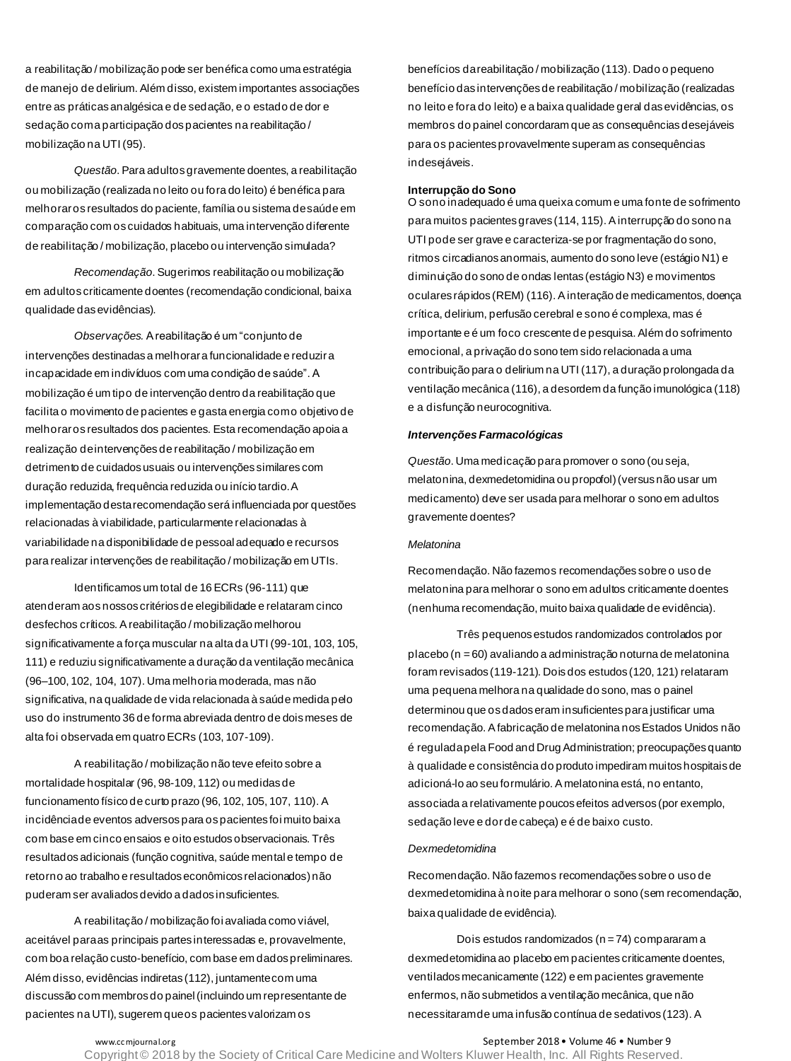a reabilitação / mobilização pode ser benéfica como uma estratégia de manejo de delirium. Além disso, existem importantes associações entre as práticas analgésica e de sedação, e o estado de dor e sedação com a participação dos pacientes na reabilitação / mobilização na UTI (95).

*Questão*. Para adultos gravemente doentes, a reabilitação ou mobilização (realizada no leito ou fora do leito) é benéfica para melhorar os resultados do paciente, família ou sistema de saúde em comparação com os cuidados habituais, uma intervenção diferente de reabilitação / mobilização, placebo ou intervenção simulada?

*Recomendação*. Sugerimos reabilitação ou mobilização em adultos criticamente doentes (recomendação condicional, baixa qualidade das evidências).

*Observações*. A reabilitação é um "conjunto de intervenções destinadas a melhorar a funcionalidade e reduzir a incapacidade em indivíduos com uma condição de saúde". A mobilização é um tipo de intervenção dentro da reabilitação que facilita o movimento de pacientes e gasta energia como objetivo de melhorar os resultados dos pacientes. Esta recomendação apoia a realização de intervenções de reabilitação / mobilização em detrimento de cuidados usuais ou intervenções similares com duração reduzida, frequência reduzida ou início tardio. A implementação desta recomendação será influenciada por questões relacionadas à viabilidade, particularmente relacionadas à variabilidade na disponibilidade de pessoal adequado e recursos para realizar intervenções de reabilitação / mobilização em UTIs.

Identificamos um total de 16 ECRs (96-111) que atenderam aos nossos critérios de elegibilidade e relataram cinco desfechos críticos. A reabilitação / mobilização melhorou significativamente a força muscular na alta da UTI (99-101, 103, 105, 111) e reduziu significativamente a duração da ventilação mecânica (96–100, 102, 104, 107). Uma melhoria moderada, mas não significativa, na qualidade de vida relacionada à saúde medida pelo uso do instrumento 36 de forma abreviada dentro de dois meses de alta foi observada em quatro ECRs (103, 107-109).

A reabilitação / mobilização não teve efeito sobre a mortalidade hospitalar (96, 98-109, 112) ou medidas de funcionamento físico de curto prazo (96, 102, 105, 107, 110). A incidência de eventos adversos para os pacientes foi muito baixa com base em cinco ensaios e oito estudos observacionais. Três resultados adicionais (função cognitiva, saúde mental e tempo de retorno ao trabalho e resultados econômicos relacionados) não puderam ser avaliados devido a dados insuficientes.

A reabilitação / mobilização foi avaliada como viável, aceitável para as principais partes interessadas e, provavelmente, com boa relação custo-benefício, com base em dados preliminares. Além disso, evidências indiretas (112), juntamente com uma discussão com membros do painel (incluindo um representante de pacientes na UTI), sugerem que os pacientes valorizam os benefícios da reabilitação / mobilização (113). Dado o pequeno benefício das intervenções de reabilitação / mobilização (realizadas no leito e fora do leito) e a baixa qualidade geral das evidências, os membros do painel concordaram que as consequências desejáveis para os pacientes provavelmente superam as consequências indesejáveis.

### Interrupção do Sono

O sono inadequado é uma queixa comum e uma fonte de sofrimento para muitos pacientes graves (114, 115). A interrupção do sono na UTI pode ser grave e caracteriza-se por fragmentação do sono, ritmos circadianos anormais, aumento do sono leve (estágio N1) e diminuição do sono de ondas lentas (estágio N3) e movimentos oculares rápidos (REM) (116). A interação de medicamentos, doença crítica, delirium, perfusão cerebral e sono é complexa, mas é importante e é um foco crescente de pesquisa. Além do sofrimento emocional, a privação do sono tem sido relacionada a uma contribuição para o delirium na UTI (117), a duração prolongada da ventilação mecânica (116), a desordem da função imunológica (118) e a disfunção neurocognitiva.

#### *Intervenções Farmacológicas*

*Questão*. Uma medicação para promover o sono (ou seja, melatonina, dexmedetomidina ou propofol) (versus não usar um medicamento) deve ser usada para melhorar o sono em adultos gravemente doentes?

*Melatonina*

Recomendação. Não fazemos recomendações sobre o uso de melatonina para melhorar o sono em adultos criticamente doentes (nenhuma recomendação, muito baixa qualidade de evidência).

Três pequenos estudos randomizados controlados por placebo (n = 60) avaliando a administração noturna de melatonina foram revisados (119-121). Dois dos estudos (120, 121) relataram uma pequena melhora na qualidade do sono, mas o painel determinou que os dados eram insuficientes para justificar uma recomendação. A fabricação de melatonina nos Estados Unidos não é regulada pela Food and Drug Administration; preocupações quanto à qualidade e consistência do produto impediram muitos hospitais de adicioná-lo ao seu formulário. A melatonina está, no entanto, associada a relativamente poucos efeitos adversos (por exemplo, sedação leve e dor de cabeça) e é de baixo custo.

*Dexmedetomidina*

Recomendação. Não fazemos recomendações sobre o uso de dexmedetomidina à noite para melhorar o sono (sem recomendação, baixa qualidade de evidência).

Dois estudos randomizados (n = 74) compararam a dexmedetomidina ao placebo em pacientes criticamente doentes, ventilados mecanicamente (122) e em pacientes gravemente enfermos, não submetidos a ventilação mecânica, que não necessitaram de uma infusão contínua de sedativos (123). A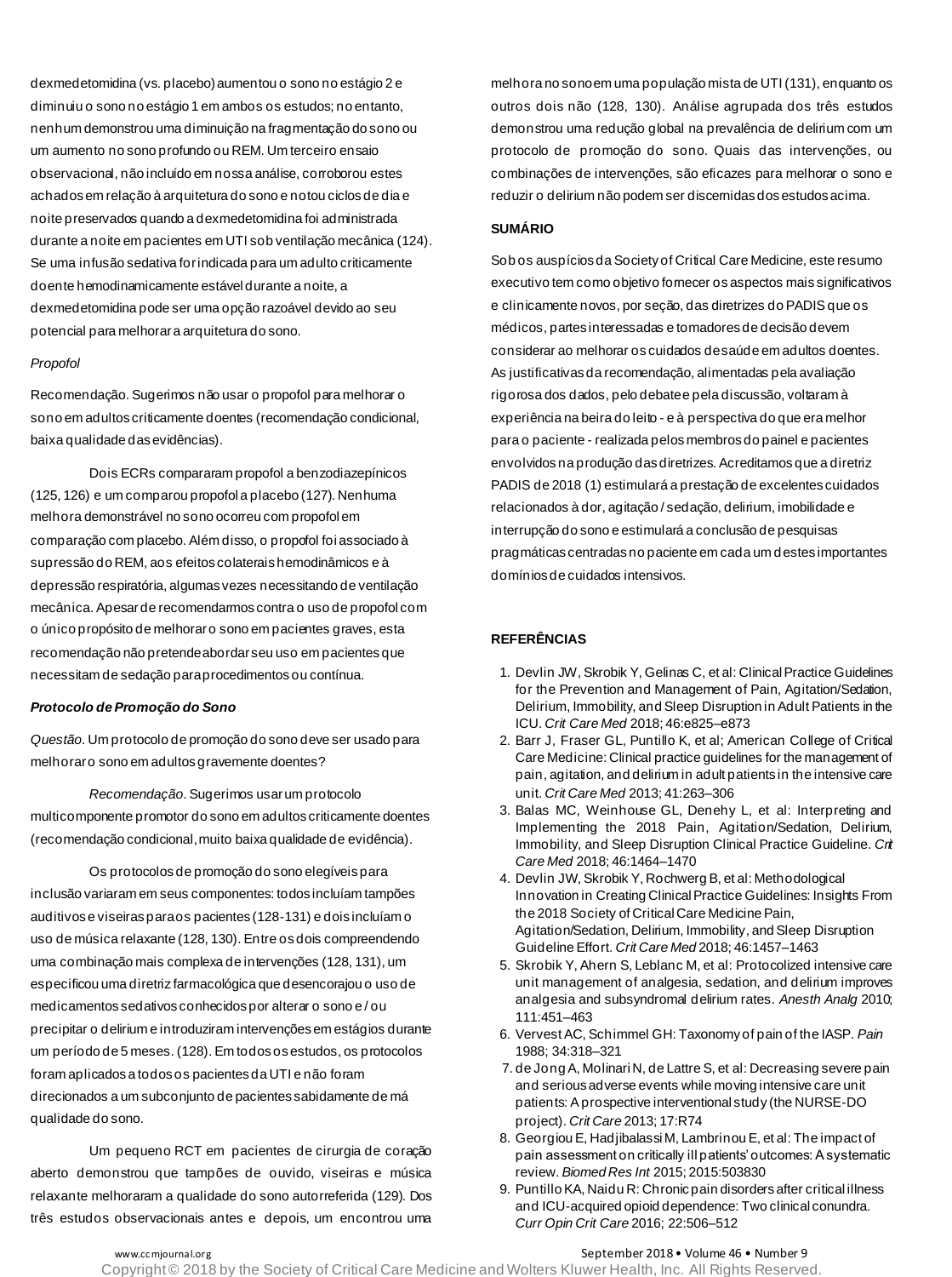dexmedetomidina (vs. placebo) aumentou o sono no estágio 2 e diminuiu o sono no estágio 1 em ambos os estudos; no entanto, nenhum demonstrou uma diminuição na fragmentação do sono ou um aumento no sono profundo ou REM. Um terceiro ensaio observacional, não incluído em nossa análise, corroborou estes achados em relação à arquitetura do sono e notou ciclos de dia e noite preservados quando a dexmedetomidina foi administrada durante a noite em pacientes em UTI sob ventilação mecânica (124). Se uma infusão sedativa for indicada para um adulto criticamente doente hemodinamicamente estável durante a noite, a dexmedetomidina pode ser uma opção razoável devido ao seu potencial para melhorar a arquitetura do sono.

*Propofol*

Recomendação. Sugerimos não usar o propofol para melhorar o sono em adultos criticamente doentes (recomendação condicional, baixa qualidade das evidências).

Dois ECRs compararam propofol a benzodiazepínicos (125, 126) e um comparou propofol a placebo (127). Nenhuma melhora demonstrável no sono ocorreu com propofol em comparação com placebo. Além disso, o propofol foi associado à supressão do REM, aos efeitos colaterais hemodinâmicos e à depressão respiratória, algumas vezes necessitando de ventilação mecânica. Apesar de recomendarmos contra o uso de propofol com o único propósito de melhorar o sono em pacientes graves, esta recomendação não pretende abordar seu uso em pacientes que necessitam de sedação para procedimentos ou contínua.

***Protocolo de Promoção do Sono***

*Questão*. Um protocolo de promoção do sono deve ser usado para melhorar o sono em adultos gravemente doentes?

*Recomendação*. Sugerimos usar um protocolo multicomponente promotor do sono em adultos criticamente doentes (recomendação condicional, muito baixa qualidade de evidência).

Os protocolos de promoção do sono elegíveis para inclusão variaram em seus componentes: todos incluíam tampões auditivos e viseiras para os pacientes (128-131) e dois incluíam o uso de música relaxante (128, 130). Entre os dois compreendendo uma combinação mais complexa de intervenções (128, 131), um especificou uma diretriz farmacológica que desencorajou o uso de medicamentos sedativos conhecidos por alterar o sono e / ou precipitar o delirium e introduziram intervenções em estágios durante um período de 5 meses. (128). Em todos os estudos, os protocolos foram aplicados a todos os pacientes da UTI e não foram direcionados a um subconjunto de pacientes sabidamente de má qualidade do sono.

Um pequeno RCT em pacientes de cirurgia de coração aberto demonstrou que tampões de ouvido, viseiras e música relaxante melhoraram a qualidade do sono autorreferida (129). Dos três estudos observacionais antes e depois, um encontrou uma melhora no sono em uma população mista de UTI (131), enquanto os outros dois não (128, 130). Análise agrupada dos três estudos demonstrou uma redução global na prevalência de delirium com um protocolo de promoção do sono. Quais das intervenções, ou combinações de intervenções, são eficazes para melhorar o sono e reduzir o delirium não podem ser discernidas dos estudos acima.

## SUMÁRIO

Sob os auspícios da Society of Critical Care Medicine, este resumo executivo tem como objetivo fornecer os aspectos mais significativos e clinicamente novos, por seção, das diretrizes do PADIS que os médicos, partes interessadas e tomadores de decisão devem considerar ao melhorar os cuidados de saúde em adultos doentes. As justificativas da recomendação, alimentadas pela avaliação rigorosa dos dados, pelo debate e pela discussão, voltaram à experiência na beira do leito - e à perspectiva do que era melhor para o paciente - realizada pelos membros do painel e pacientes envolvidos na produção das diretrizes. Acreditamos que a diretriz PADIS de 2018 (1) estimulará a prestação de excelentes cuidados relacionados à dor, agitação / sedação, delirium, imobilidade e interrupção do sono e estimulará a conclusão de pesquisas pragmáticas centradas no paciente em cada um destes importantes domínios de cuidados intensivos.

## REFERÊNCIAS

1. Devlin JW, Skrobik Y, Gelinas C, et al: Clinical Practice Guidelines for the Prevention and Management of Pain, Agitation/Sedation, Delirium, Immobility, and Sleep Disruption in Adult Patients in the ICU. *Crit Care Med* 2018; 46:e825–e873
2. Barr J, Fraser GL, Puntillo K, et al; American College of Critical Care Medicine: Clinical practice guidelines for the management of pain, agitation, and delirium in adult patients in the intensive care unit. *Crit Care Med* 2013; 41:263–306
3. Balas MC, Weinhouse GL, Denehy L, et al: Interpreting and Implementing the 2018 Pain, Agitation/Sedation, Delirium, Immobility, and Sleep Disruption Clinical Practice Guideline. *Crit Care Med* 2018; 46:1464–1470
4. Devlin JW, Skrobik Y, Rochwerg B, et al: Methodological Innovation in Creating Clinical Practice Guidelines: Insights From the 2018 Society of Critical Care Medicine Pain, Agitation/Sedation, Delirium, Immobility, and Sleep Disruption Guideline Effort. *Crit Care Med* 2018; 46:1457–1463
5. Skrobik Y, Ahern S, Leblanc M, et al: Protocolized intensive care unit management of analgesia, sedation, and delirium improves analgesia and subsyndromal delirium rates. *Anesth Analg* 2010; 111:451–463
6. Vervest AC, Schimmel GH: Taxonomy of pain of the IASP. *Pain* 1988; 34:318–321
7. de Jong A, Molinari N, de Lattre S, et al: Decreasing severe pain and serious adverse events while moving intensive care unit patients: A prospective interventional study (the NURSE-DO project). *Crit Care* 2013; 17:R74
8. Georgiou E, Hadjibalassi M, Lambrinou E, et al: The impact of pain assessment on critically ill patients' outcomes: A systematic review. *Biomed Res Int* 2015; 2015:503830
9. Puntillo KA, Naidu R: Chronic pain disorders after critical illness and ICU-acquired opioid dependence: Two clinical conundra. *Curr Opin Crit Care* 2016; 22:506–512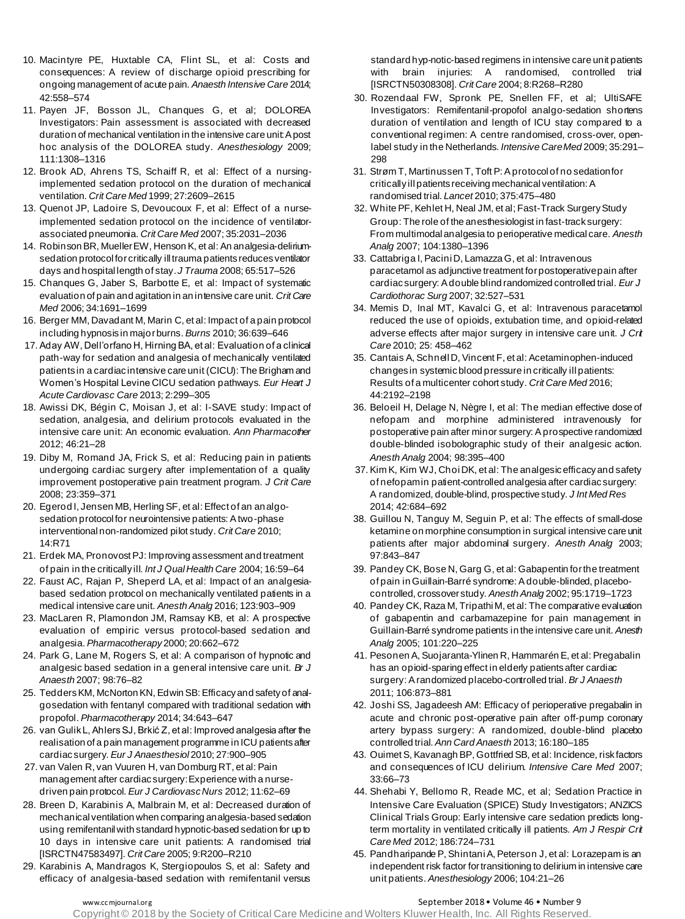10. Macintyre PE, Huxtable CA, Flint SL, et al: Costs and consequences: A review of discharge opioid prescribing for ongoing management of acute pain. *Anaesth Intensive Care* 2014; 42:558–574
11. Payen JF, Bosson JL, Chanques G, et al; DOLOREA Investigators: Pain assessment is associated with decreased duration of mechanical ventilation in the intensive care unit: A post hoc analysis of the DOLOREA study. *Anesthesiology* 2009; 111:1308–1316
12. Brook AD, Ahrens TS, Schaiff R, et al: Effect of a nursing-implemented sedation protocol on the duration of mechanical ventilation. *Crit Care Med* 1999; 27:2609–2615
13. Quenot JP, Ladoire S, Devoucoux F, et al: Effect of a nurse-implemented sedation protocol on the incidence of ventilator-associated pneumonia. *Crit Care Med* 2007; 35:2031–2036
14. Robinson BR, Mueller EW, Henson K, et al: An analgesia-delirium-sedation protocol for critically ill trauma patients reduces ventilator days and hospital length of stay. *J Trauma* 2008; 65:517–526
15. Chanques G, Jaber S, Barbotte E, et al: Impact of systematic evaluation of pain and agitation in an intensive care unit. *Crit Care Med* 2006; 34:1691–1699
16. Berger MM, Davadant M, Marin C, et al: Impact of a pain protocol including hypnosis in major burns. *Burns* 2010; 36:639–646
17. Aday AW, Dell'orfano H, Hirning BA, et al: Evaluation of a clinical path-way for sedation and analgesia of mechanically ventilated patients in a cardiac intensive care unit (CICU): The Brigham and Women's Hospital Levine CICU sedation pathways. *Eur Heart J Acute Cardiovasc Care* 2013; 2:299–305
18. Awissi DK, Bégin C, Moisan J, et al: I-SAVE study: Impact of sedation, analgesia, and delirium protocols evaluated in the intensive care unit: An economic evaluation. *Ann Pharmacother* 2012; 46:21–28
19. Diby M, Romand JA, Frick S, et al: Reducing pain in patients undergoing cardiac surgery after implementation of a quality improvement postoperative pain treatment program. *J Crit Care* 2008; 23:359–371
20. Egerod I, Jensen MB, Herling SF, et al: Effect of an analgo-sedation protocol for neurointensive patients: A two-phase interventional non-randomized pilot study. *Crit Care* 2010; 14:R71
21. Erdek MA, Pronovost PJ: Improving assessment and treatment of pain in the critically ill. *Int J Qual Health Care* 2004; 16:59–64
22. Faust AC, Rajan P, Sheperd LA, et al: Impact of an analgesia-based sedation protocol on mechanically ventilated patients in a medical intensive care unit. *Anesth Analg* 2016; 123:903–909
23. MacLaren R, Plamondon JM, Ramsay KB, et al: A prospective evaluation of empiric versus protocol-based sedation and analgesia. *Pharmacotherapy* 2000; 20:662–672
24. Park G, Lane M, Rogers S, et al: A comparison of hypnotic and analgesic based sedation in a general intensive care unit. *Br J Anaesth* 2007; 98:76–82
25. Tedders KM, McNorton KN, Edwin SB: Efficacy and safety of analgosedation with fentanyl compared with traditional sedation with propofol. *Pharmacotherapy* 2014; 34:643–647
26. van Gulik L, Ahlers SJ, Brkić Z, et al: Improved analgesia after the realisation of a pain management programme in ICU patients after cardiac surgery. *Eur J Anaesthesiol* 2010; 27:900–905
27. van Valen R, van Vuuren H, van Domburg RT, et al: Pain management after cardiac surgery: Experience with a nurse-driven pain protocol. *Eur J Cardiovasc Nurs* 2012; 11:62–69
28. Breen D, Karabinis A, Malbrain M, et al: Decreased duration of mechanical ventilation when comparing analgesia-based sedation using remifentanil with standard hypnotic-based sedation for up to 10 days in intensive care unit patients: A randomised trial [ISRCTN47583497]. *Crit Care* 2005; 9:R200–R210
29. Karabinis A, Mandragos K, Stergiopoulos S, et al: Safety and efficacy of analgesia-based sedation with remifentanil versus standard hyp-notic-based regimens in intensive care unit patients with brain injuries: A randomised, controlled trial [ISRCTN50308308]. *Crit Care* 2004; 8:R268–R280
30. Rozendaal FW, Spronk PE, Snellen FF, et al; UltiSAFE Investigators: Remifentanil-propofol analgo-sedation shortens duration of ventilation and length of ICU stay compared to a conventional regimen: A centre randomised, cross-over, open-label study in the Netherlands. *Intensive Care Med* 2009; 35:291–298
31. Strøm T, Martinussen T, Toft P: A protocol of no sedation for critically ill patients receiving mechanical ventilation: A randomised trial. *Lancet* 2010; 375:475–480
32. White PF, Kehlet H, Neal JM, et al; Fast-Track Surgery Study Group: The role of the anesthesiologist in fast-track surgery: From multimodal analgesia to perioperative medical care. *Anesth Analg* 2007; 104:1380–1396
33. Cattabriga I, Pacini D, Lamazza G, et al: Intravenous paracetamol as adjunctive treatment for postoperative pain after cardiac surgery: A double blind randomized controlled trial. *Eur J Cardiothorac Surg* 2007; 32:527–531
34. Memis D, Inal MT, Kavalci G, et al: Intravenous paracetamol reduced the use of opioids, extubation time, and opioid-related adverse effects after major surgery in intensive care unit. *J Crit Care* 2010; 25: 458–462
35. Cantais A, Schnell D, Vincent F, et al: Acetaminophen-induced changes in systemic blood pressure in critically ill patients: Results of a multicenter cohort study. *Crit Care Med* 2016; 44:2192–2198
36. Beloeil H, Delage N, Nègre I, et al: The median effective dose of nefopam and morphine administered intravenously for postoperative pain after minor surgery: A prospective randomized double-blinded isobolographic study of their analgesic action. *Anesth Analg* 2004; 98:395–400
37. Kim K, Kim WJ, Choi DK, et al: The analgesic efficacy and safety of nefopam in patient-controlled analgesia after cardiac surgery: A randomized, double-blind, prospective study. *J Int Med Res* 2014; 42:684–692
38. Guillou N, Tanguy M, Seguin P, et al: The effects of small-dose ketamine on morphine consumption in surgical intensive care unit patients after major abdominal surgery. *Anesth Analg* 2003; 97:843–847
39. Pandey CK, Bose N, Garg G, et al: Gabapentin for the treatment of pain in Guillain-Barré syndrome: A double-blinded, placebo-controlled, crossover study. *Anesth Analg* 2002; 95:1719–1723
40. Pandey CK, Raza M, Tripathi M, et al: The comparative evaluation of gabapentin and carbamazepine for pain management in Guillain-Barré syndrome patients in the intensive care unit. *Anesth Analg* 2005; 101:220–225
41. Pesonen A, Suojaranta-Ylinen R, Hammarén E, et al: Pregabalin has an opioid-sparing effect in elderly patients after cardiac surgery: A randomized placebo-controlled trial. *Br J Anaesth* 2011; 106:873–881
42. Joshi SS, Jagadeesh AM: Efficacy of perioperative pregabalin in acute and chronic post-operative pain after off-pump coronary artery bypass surgery: A randomized, double-blind placebo controlled trial. *Ann Card Anaesth* 2013; 16:180–185
43. Ouimet S, Kavanagh BP, Gottfried SB, et al: Incidence, risk factors and consequences of ICU delirium. *Intensive Care Med* 2007; 33:66–73
44. Shehabi Y, Bellomo R, Reade MC, et al; Sedation Practice in Intensive Care Evaluation (SPICE) Study Investigators; ANZICS Clinical Trials Group: Early intensive care sedation predicts long-term mortality in ventilated critically ill patients. *Am J Respir Crit Care Med* 2012; 186:724–731
45. Pandharipande P, Shintani A, Peterson J, et al: Lorazepam is an independent risk factor for transitioning to delirium in intensive care unit patients. *Anesthesiology* 2006; 104:21–26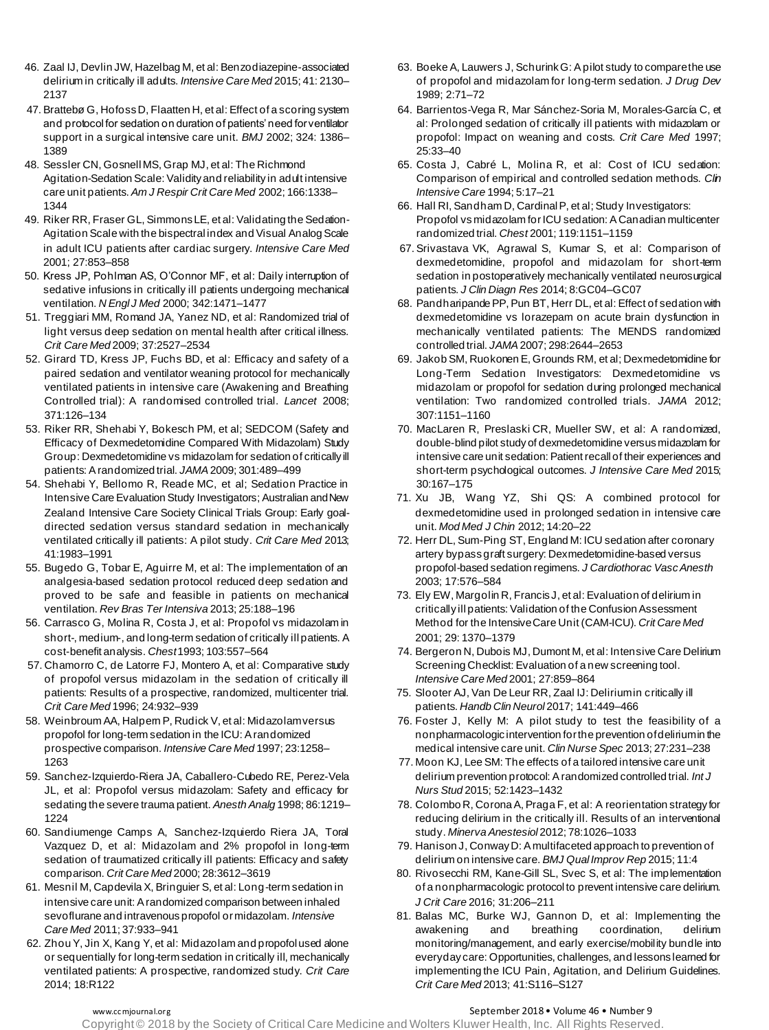46. Zaal IJ, Devlin JW, Hazelbag M, et al: Benzodiazepine-associated delirium in critically ill adults. *Intensive Care Med* 2015; 41: 2130–2137
47. Brattebø G, Hofoss D, Flaatten H, et al: Effect of a scoring system and protocol for sedation on duration of patients' need for ventilator support in a surgical intensive care unit. *BMJ* 2002; 324: 1386–1389
48. Sessler CN, Gosnell MS, Grap MJ, et al: The Richmond Agitation-Sedation Scale: Validity and reliability in adult intensive care unit patients. *Am J Respir Crit Care Med* 2002; 166:1338–1344
49. Riker RR, Fraser GL, Simmons LE, et al: Validating the Sedation-Agitation Scale with the bispectral index and Visual Analog Scale in adult ICU patients after cardiac surgery. *Intensive Care Med* 2001; 27:853–858
50. Kress JP, Pohlman AS, O'Connor MF, et al: Daily interruption of sedative infusions in critically ill patients undergoing mechanical ventilation. *N Engl J Med* 2000; 342:1471–1477
51. Treggiari MM, Romand JA, Yanez ND, et al: Randomized trial of light versus deep sedation on mental health after critical illness. *Crit Care Med* 2009; 37:2527–2534
52. Girard TD, Kress JP, Fuchs BD, et al: Efficacy and safety of a paired sedation and ventilator weaning protocol for mechanically ventilated patients in intensive care (Awakening and Breathing Controlled trial): A randomised controlled trial. *Lancet* 2008; 371:126–134
53. Riker RR, Shehabi Y, Bokesch PM, et al; SEDCOM (Safety and Efficacy of Dexmedetomidine Compared With Midazolam) Study Group: Dexmedetomidine vs midazolam for sedation of critically ill patients: A randomized trial. *JAMA* 2009; 301:489–499
54. Shehabi Y, Bellomo R, Reade MC, et al; Sedation Practice in Intensive Care Evaluation Study Investigators; Australian and New Zealand Intensive Care Society Clinical Trials Group: Early goal-directed sedation versus standard sedation in mechanically ventilated critically ill patients: A pilot study. *Crit Care Med* 2013; 41:1983–1991
55. Bugedo G, Tobar E, Aguirre M, et al: The implementation of an analgesia-based sedation protocol reduced deep sedation and proved to be safe and feasible in patients on mechanical ventilation. *Rev Bras Ter Intensiva* 2013; 25:188–196
56. Carrasco G, Molina R, Costa J, et al: Propofol vs midazolam in short-, medium-, and long-term sedation of critically ill patients. A cost-benefit analysis. *Chest* 1993; 103:557–564
57. Chamorro C, de Latorre FJ, Montero A, et al: Comparative study of propofol versus midazolam in the sedation of critically ill patients: Results of a prospective, randomized, multicenter trial. *Crit Care Med* 1996; 24:932–939
58. Weinbroum AA, Halpern P, Rudick V, et al: Midazolam versus propofol for long-term sedation in the ICU: A randomized prospective comparison. *Intensive Care Med* 1997; 23:1258–1263
59. Sanchez-Izquierdo-Riera JA, Caballero-Cubedo RE, Perez-Vela JL, et al: Propofol versus midazolam: Safety and efficacy for sedating the severe trauma patient. *Anesth Analg* 1998; 86:1219–1224
60. Sandiumenge Camps A, Sanchez-Izquierdo Riera JA, Toral Vazquez D, et al: Midazolam and 2% propofol in long-term sedation of traumatized critically ill patients: Efficacy and safety comparison. *Crit Care Med* 2000; 28:3612–3619
61. Mesnil M, Capdevila X, Bringuier S, et al: Long-term sedation in intensive care unit: A randomized comparison between inhaled sevoflurane and intravenous propofol or midazolam. *Intensive Care Med* 2011; 37:933–941
62. Zhou Y, Jin X, Kang Y, et al: Midazolam and propofol used alone or sequentially for long-term sedation in critically ill, mechanically ventilated patients: A prospective, randomized study. *Crit Care* 2014; 18:R122
63. Boeke A, Lauwers J, Schurink G: A pilot study to compare the use of propofol and midazolam for long-term sedation. *J Drug Dev* 1989; 2:71–72
64. Barrientos-Vega R, Mar Sánchez-Soria M, Morales-García C, et al: Prolonged sedation of critically ill patients with midazolam or propofol: Impact on weaning and costs. *Crit Care Med* 1997; 25:33–40
65. Costa J, Cabré L, Molina R, et al: Cost of ICU sedation: Comparison of empirical and controlled sedation methods. *Clin Intensive Care* 1994; 5:17–21
66. Hall RI, Sandham D, Cardinal P, et al; Study Investigators: Propofol vs midazolam for ICU sedation: A Canadian multicenter randomized trial. *Chest* 2001; 119:1151–1159
67. Srivastava VK, Agrawal S, Kumar S, et al: Comparison of dexmedetomidine, propofol and midazolam for short-term sedation in postoperatively mechanically ventilated neurosurgical patients. *J Clin Diagn Res* 2014; 8:GC04–GC07
68. Pandharipande PP, Pun BT, Herr DL, et al: Effect of sedation with dexmedetomidine vs lorazepam on acute brain dysfunction in mechanically ventilated patients: The MENDS randomized controlled trial. *JAMA* 2007; 298:2644–2653
69. Jakob SM, Ruokonen E, Grounds RM, et al; Dexmedetomidine for Long-Term Sedation Investigators: Dexmedetomidine vs midazolam or propofol for sedation during prolonged mechanical ventilation: Two randomized controlled trials. *JAMA* 2012; 307:1151–1160
70. MacLaren R, Preslaski CR, Mueller SW, et al: A randomized, double-blind pilot study of dexmedetomidine versus midazolam for intensive care unit sedation: Patient recall of their experiences and short-term psychological outcomes. *J Intensive Care Med* 2015; 30:167–175
71. Xu JB, Wang YZ, Shi QS: A combined protocol for dexmedetomidine used in prolonged sedation in intensive care unit. *Mod Med J Chin* 2012; 14:20–22
72. Herr DL, Sum-Ping ST, England M: ICU sedation after coronary artery bypass graft surgery: Dexmedetomidine-based versus propofol-based sedation regimens. *J Cardiothorac Vasc Anesth* 2003; 17:576–584
73. Ely EW, Margolin R, Francis J, et al: Evaluation of delirium in critically ill patients: Validation of the Confusion Assessment Method for the Intensive Care Unit (CAM-ICU). *Crit Care Med* 2001; 29: 1370–1379
74. Bergeron N, Dubois MJ, Dumont M, et al: Intensive Care Delirium Screening Checklist: Evaluation of a new screening tool. *Intensive Care Med* 2001; 27:859–864
75. Slooter AJ, Van De Leur RR, Zaal IJ: Delirium in critically ill patients. *Handb Clin Neurol* 2017; 141:449–466
76. Foster J, Kelly M: A pilot study to test the feasibility of a nonpharmacologic intervention for the prevention of delirium in the medical intensive care unit. *Clin Nurse Spec* 2013; 27:231–238
77. Moon KJ, Lee SM: The effects of a tailored intensive care unit delirium prevention protocol: A randomized controlled trial. *Int J Nurs Stud* 2015; 52:1423–1432
78. Colombo R, Corona A, Praga F, et al: A reorientation strategy for reducing delirium in the critically ill. Results of an interventional study. *Minerva Anestesiol* 2012; 78:1026–1033
79. Hanison J, Conway D: A multifaceted approach to prevention of delirium on intensive care. *BMJ Qual Improv Rep* 2015; 11:4
80. Rivosecchi RM, Kane-Gill SL, Svec S, et al: The implementation of a nonpharmacologic protocol to prevent intensive care delirium. *J Crit Care* 2016; 31:206–211
81. Balas MC, Burke WJ, Gannon D, et al: Implementing the awakening and breathing coordination, delirium monitoring/management, and early exercise/mobility bundle into everyday care: Opportunities, challenges, and lessons learned for implementing the ICU Pain, Agitation, and Delirium Guidelines. *Crit Care Med* 2013; 41:S116–S127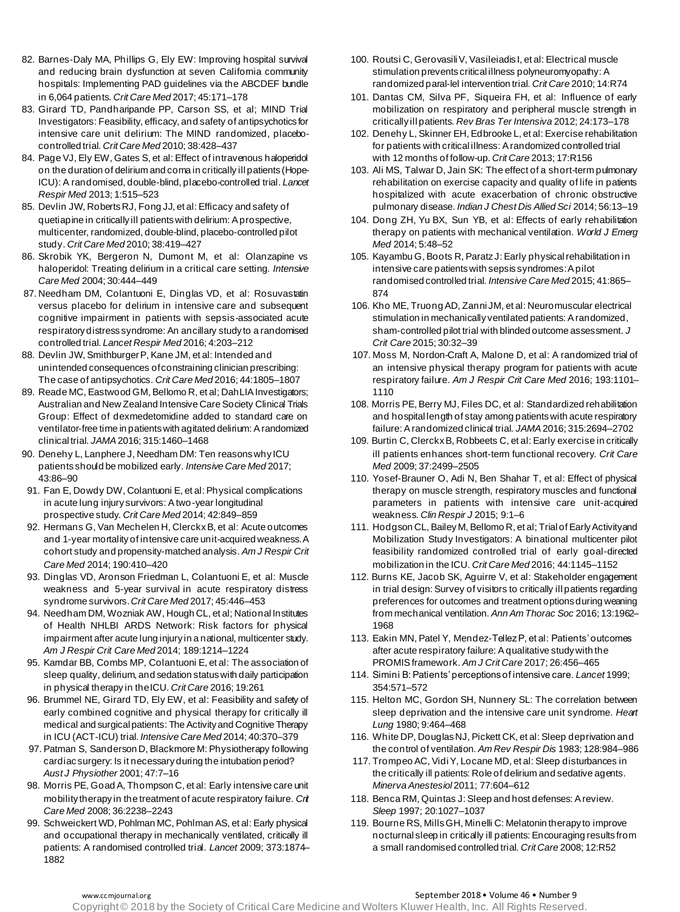82. Barnes-Daly MA, Phillips G, Ely EW: Improving hospital survival and reducing brain dysfunction at seven California community hospitals: Implementing PAD guidelines via the ABCDEF bundle in 6,064 patients. *Crit Care Med* 2017; 45:171–178
83. Girard TD, Pandharipande PP, Carson SS, et al; MIND Trial Investigators: Feasibility, efficacy, and safety of antipsychotics for intensive care unit delirium: The MIND randomized, placebo-controlled trial. *Crit Care Med* 2010; 38:428–437
84. Page VJ, Ely EW, Gates S, et al: Effect of intravenous haloperidol on the duration of delirium and coma in critically ill patients (Hope-ICU): A randomised, double-blind, placebo-controlled trial. *Lancet Respir Med* 2013; 1:515–523
85. Devlin JW, Roberts RJ, Fong JJ, et al: Efficacy and safety of quetiapine in critically ill patients with delirium: A prospective, multicenter, randomized, double-blind, placebo-controlled pilot study. *Crit Care Med* 2010; 38:419–427
86. Skrobik YK, Bergeron N, Dumont M, et al: Olanzapine vs haloperidol: Treating delirium in a critical care setting. *Intensive Care Med* 2004; 30:444–449
87. Needham DM, Colantuoni E, Dinglas VD, et al: Rosuvastatin versus placebo for delirium in intensive care and subsequent cognitive impairment in patients with sepsis-associated acute respiratory distress syndrome: An ancillary study to a randomised controlled trial. *Lancet Respir Med* 2016; 4:203–212
88. Devlin JW, Smithburger P, Kane JM, et al: Intended and unintended consequences of constraining clinician prescribing: The case of antipsychotics. *Crit Care Med* 2016; 44:1805–1807
89. Reade MC, Eastwood GM, Bellomo R, et al; DahLIA Investigators; Australian and New Zealand Intensive Care Society Clinical Trials Group: Effect of dexmedetomidine added to standard care on ventilator-free time in patients with agitated delirium: A randomized clinical trial. *JAMA* 2016; 315:1460–1468
90. Denehy L, Lanphere J, Needham DM: Ten reasons why ICU patients should be mobilized early. *Intensive Care Med* 2017; 43:86–90
91. Fan E, Dowdy DW, Colantuoni E, et al: Physical complications in acute lung injury survivors: A two-year longitudinal prospective study. *Crit Care Med* 2014; 42:849–859
92. Hermans G, Van Mechelen H, Clerckx B, et al: Acute outcomes and 1-year mortality of intensive care unit-acquired weakness. A cohort study and propensity-matched analysis. *Am J Respir Crit Care Med* 2014; 190:410–420
93. Dinglas VD, Aronson Friedman L, Colantuoni E, et al: Muscle weakness and 5-year survival in acute respiratory distress syndrome survivors. *Crit Care Med* 2017; 45:446–453
94. Needham DM, Wozniak AW, Hough CL, et al; National Institutes of Health NHLBI ARDS Network: Risk factors for physical impairment after acute lung injury in a national, multicenter study. *Am J Respir Crit Care Med* 2014; 189:1214–1224
95. Kamdar BB, Combs MP, Colantuoni E, et al: The association of sleep quality, delirium, and sedation status with daily participation in physical therapy in the ICU. *Crit Care* 2016; 19:261
96. Brummel NE, Girard TD, Ely EW, et al: Feasibility and safety of early combined cognitive and physical therapy for critically ill medical and surgical patients: The Activity and Cognitive Therapy in ICU (ACT-ICU) trial. *Intensive Care Med* 2014; 40:370–379
97. Patman S, Sanderson D, Blackmore M: Physiotherapy following cardiac surgery: Is it necessary during the intubation period? *Aust J Physiother* 2001; 47:7–16
98. Morris PE, Goad A, Thompson C, et al: Early intensive care unit mobility therapy in the treatment of acute respiratory failure. *Crit Care Med* 2008; 36:2238–2243
99. Schweickert WD, Pohlman MC, Pohlman AS, et al: Early physical and occupational therapy in mechanically ventilated, critically ill patients: A randomised controlled trial. *Lancet* 2009; 373:1874–1882
100. Routsi C, Gerovasili V, Vasileiadis I, et al: Electrical muscle stimulation prevents critical illness polyneuromyopathy: A randomized paral-lel intervention trial. *Crit Care* 2010; 14:R74
101. Dantas CM, Silva PF, Siqueira FH, et al: Influence of early mobilization on respiratory and peripheral muscle strength in critically ill patients. *Rev Bras Ter Intensiva* 2012; 24:173–178
102. Denehy L, Skinner EH, Edbrooke L, et al: Exercise rehabilitation for patients with critical illness: A randomized controlled trial with 12 months of follow-up. *Crit Care* 2013; 17:R156
103. Ali MS, Talwar D, Jain SK: The effect of a short-term pulmonary rehabilitation on exercise capacity and quality of life in patients hospitalized with acute exacerbation of chronic obstructive pulmonary disease. *Indian J Chest Dis Allied Sci* 2014; 56:13–19
104. Dong ZH, Yu BX, Sun YB, et al: Effects of early rehabilitation therapy on patients with mechanical ventilation. *World J Emerg Med* 2014; 5:48–52
105. Kayambu G, Boots R, Paratz J: Early physical rehabilitation in intensive care patients with sepsis syndromes: A pilot randomised controlled trial. *Intensive Care Med* 2015; 41:865–874
106. Kho ME, Truong AD, Zanni JM, et al: Neuromuscular electrical stimulation in mechanically ventilated patients: A randomized, sham-controlled pilot trial with blinded outcome assessment. *J Crit Care* 2015; 30:32–39
107. Moss M, Nordon-Craft A, Malone D, et al: A randomized trial of an intensive physical therapy program for patients with acute respiratory failure. *Am J Respir Crit Care Med* 2016; 193:1101–1110
108. Morris PE, Berry MJ, Files DC, et al: Standardized rehabilitation and hospital length of stay among patients with acute respiratory failure: A randomized clinical trial. *JAMA* 2016; 315:2694–2702
109. Burtin C, Clerckx B, Robbeets C, et al: Early exercise in critically ill patients enhances short-term functional recovery. *Crit Care Med* 2009; 37:2499–2505
110. Yosef-Brauner O, Adi N, Ben Shahar T, et al: Effect of physical therapy on muscle strength, respiratory muscles and functional parameters in patients with intensive care unit-acquired weakness. *Clin Respir J* 2015; 9:1–6
111. Hodgson CL, Bailey M, Bellomo R, et al; Trial of Early Activity and Mobilization Study Investigators: A binational multicenter pilot feasibility randomized controlled trial of early goal-directed mobilization in the ICU. *Crit Care Med* 2016; 44:1145–1152
112. Burns KE, Jacob SK, Aguirre V, et al: Stakeholder engagement in trial design: Survey of visitors to critically ill patients regarding preferences for outcomes and treatment options during weaning from mechanical ventilation. *Ann Am Thorac Soc* 2016; 13:1962–1968
113. Eakin MN, Patel Y, Mendez-Tellez P, et al: Patients' outcomes after acute respiratory failure: A qualitative study with the PROMIS framework. *Am J Crit Care* 2017; 26:456–465
114. Simini B: Patients' perceptions of intensive care. *Lancet* 1999; 354:571–572
115. Helton MC, Gordon SH, Nunnery SL: The correlation between sleep deprivation and the intensive care unit syndrome. *Heart Lung* 1980; 9:464–468
116. White DP, Douglas NJ, Pickett CK, et al: Sleep deprivation and the control of ventilation. *Am Rev Respir Dis* 1983; 128:984–986
117. Trompeo AC, Vidi Y, Locane MD, et al: Sleep disturbances in the critically ill patients: Role of delirium and sedative agents. *Minerva Anestesiol* 2011; 77:604–612
118. Benca RM, Quintas J: Sleep and host defenses: A review. *Sleep* 1997; 20:1027–1037
119. Bourne RS, Mills GH, Minelli C: Melatonin therapy to improve nocturnal sleep in critically ill patients: Encouraging results from a small randomised controlled trial. *Crit Care* 2008; 12:R52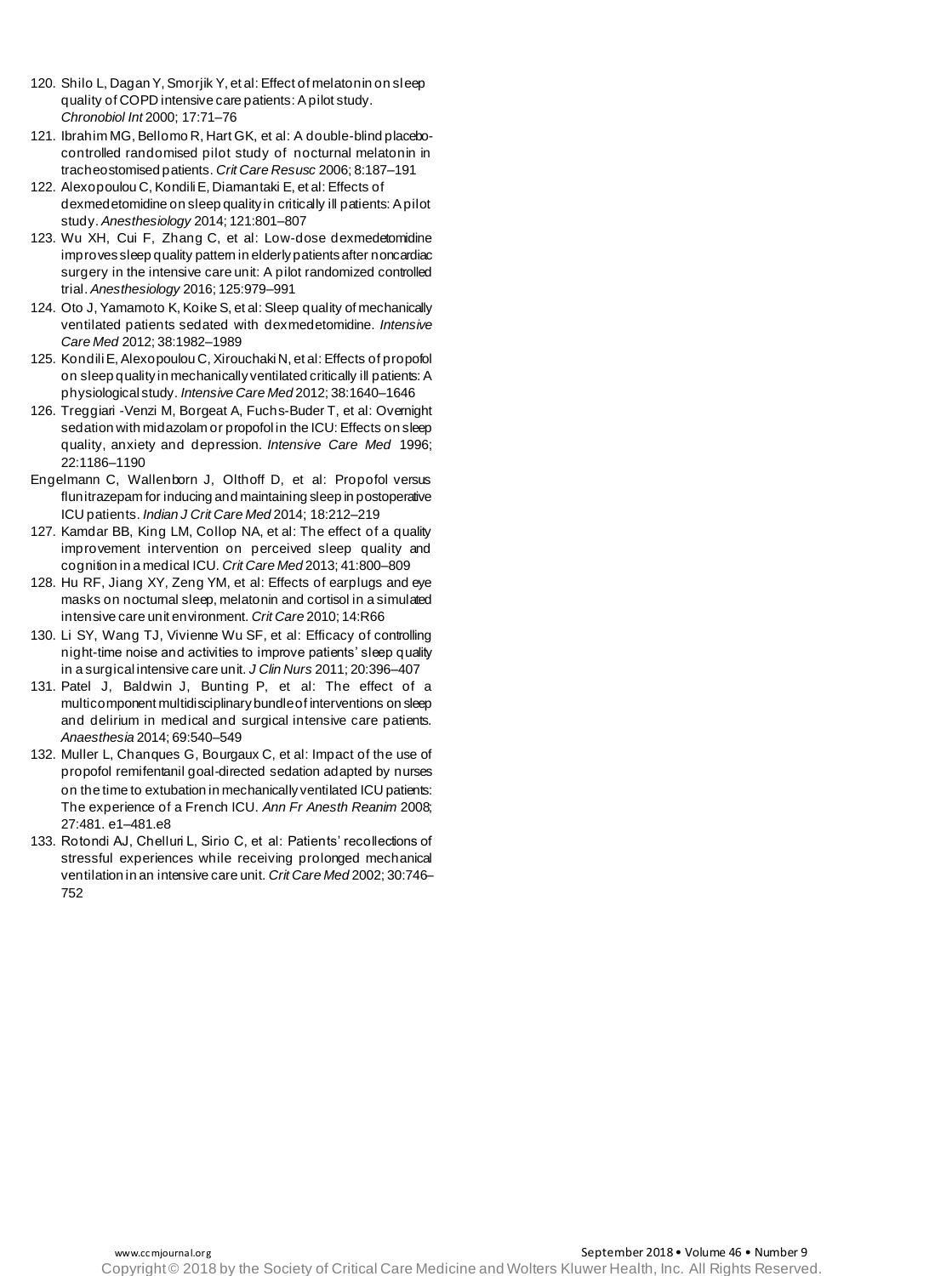120. Shilo L, Dagan Y, Smorjik Y, et al: Effect of melatonin on sleep quality of COPD intensive care patients: A pilot study. *Chronobiol Int* 2000; 17:71–76
121. Ibrahim MG, Bellomo R, Hart GK, et al: A double-blind placebo-controlled randomised pilot study of nocturnal melatonin in tracheostomised patients. *Crit Care Resusc* 2006; 8:187–191
122. Alexopoulou C, Kondili E, Diamantaki E, et al: Effects of dexmedetomidine on sleep quality in critically ill patients: A pilot study. *Anesthesiology* 2014; 121:801–807
123. Wu XH, Cui F, Zhang C, et al: Low-dose dexmedetomidine improves sleep quality pattern in elderly patients after noncardiac surgery in the intensive care unit: A pilot randomized controlled trial. *Anesthesiology* 2016; 125:979–991
124. Oto J, Yamamoto K, Koike S, et al: Sleep quality of mechanically ventilated patients sedated with dexmedetomidine. *Intensive Care Med* 2012; 38:1982–1989
125. Kondili E, Alexopoulou C, Xirouchaki N, et al: Effects of propofol on sleep quality in mechanically ventilated critically ill patients: A physiological study. *Intensive Care Med* 2012; 38:1640–1646
126. Treggiari -Venzi M, Borgeat A, Fuchs-Buder T, et al: Overnight sedation with midazolam or propofol in the ICU: Effects on sleep quality, anxiety and depression. *Intensive Care Med* 1996; 22:1186–1190

Engelmann C, Wallenborn J, Olthoff D, et al: Propofol versus flunitrazepam for inducing and maintaining sleep in postoperative ICU patients. *Indian J Crit Care Med* 2014; 18:212–219

127. Kamdar BB, King LM, Collop NA, et al: The effect of a quality improvement intervention on perceived sleep quality and cognition in a medical ICU. *Crit Care Med* 2013; 41:800–809
128. Hu RF, Jiang XY, Zeng YM, et al: Effects of earplugs and eye masks on nocturnal sleep, melatonin and cortisol in a simulated intensive care unit environment. *Crit Care* 2010; 14:R66
130. Li SY, Wang TJ, Vivienne Wu SF, et al: Efficacy of controlling night-time noise and activities to improve patients' sleep quality in a surgical intensive care unit. *J Clin Nurs* 2011; 20:396–407
131. Patel J, Baldwin J, Bunting P, et al: The effect of a multicomponent multidisciplinary bundle of interventions on sleep and delirium in medical and surgical intensive care patients. *Anaesthesia* 2014; 69:540–549
132. Muller L, Chanques G, Bourgaux C, et al: Impact of the use of propofol remifentanil goal-directed sedation adapted by nurses on the time to extubation in mechanically ventilated ICU patients: The experience of a French ICU. *Ann Fr Anesth Reanim* 2008; 27:481. e1–481.e8
133. Rotondi AJ, Chelluri L, Sirio C, et al: Patients' recollections of stressful experiences while receiving prolonged mechanical ventilation in an intensive care unit. *Crit Care Med* 2002; 30:746–752

Copyright © 2018 by the Society of Critical Care Medicine and Wolters Kluwer Health, Inc. All Rights Reserved.